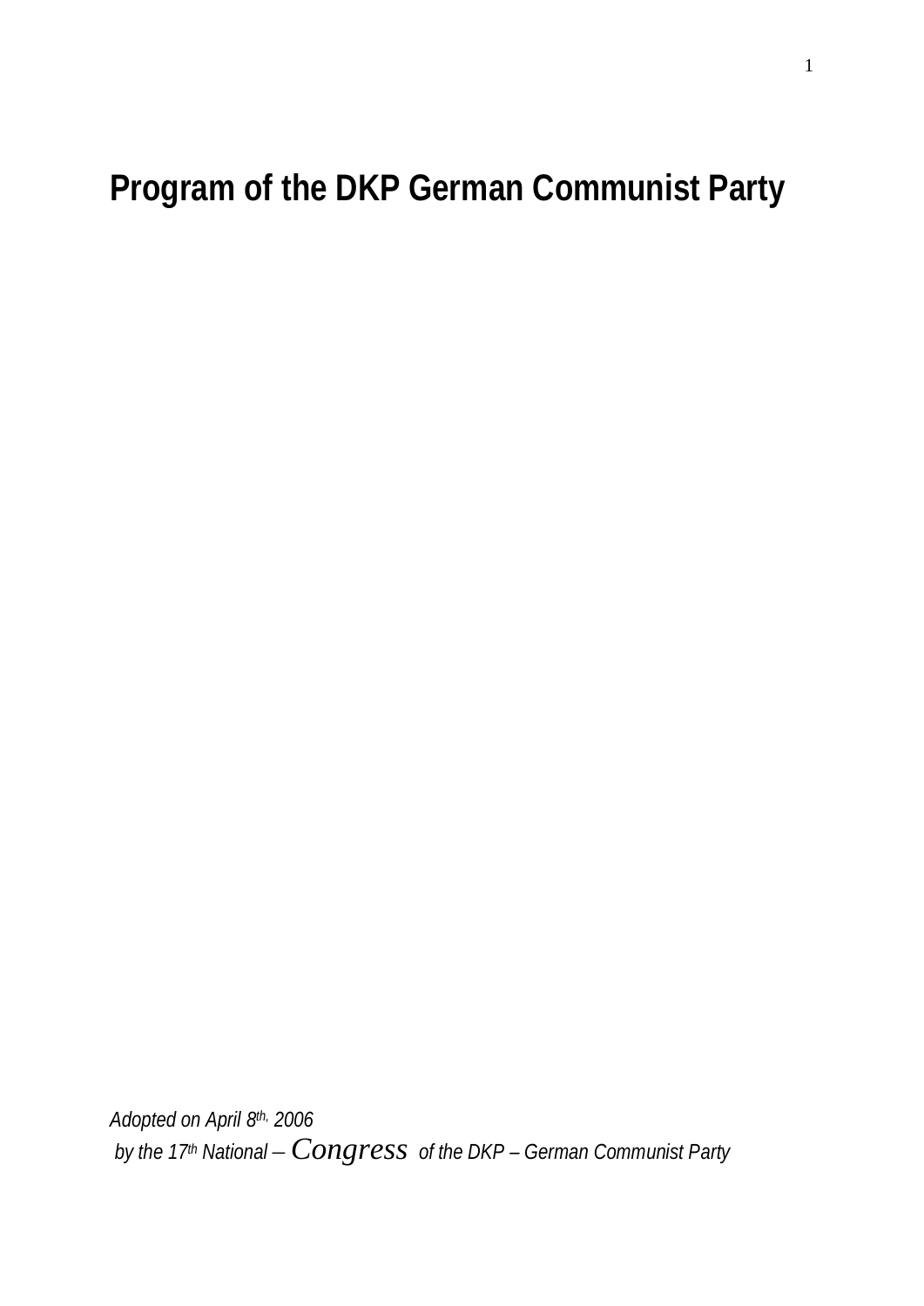# Program of the DKP German Communist Party

*Adopted on April 8th, 2006*
*by the 17th National – Congress of the DKP – German Communist Party*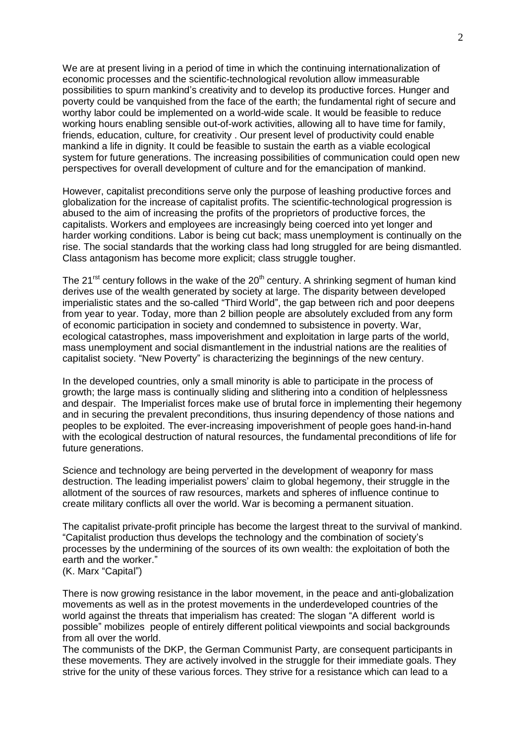We are at present living in a period of time in which the continuing internationalization of economic processes and the scientific-technological revolution allow immeasurable possibilities to spurn mankind's creativity and to develop its productive forces. Hunger and poverty could be vanquished from the face of the earth; the fundamental right of secure and worthy labor could be implemented on a world-wide scale. It would be feasible to reduce working hours enabling sensible out-of-work activities, allowing all to have time for family, friends, education, culture, for creativity . Our present level of productivity could enable mankind a life in dignity. It could be feasible to sustain the earth as a viable ecological system for future generations. The increasing possibilities of communication could open new perspectives for overall development of culture and for the emancipation of mankind.

However, capitalist preconditions serve only the purpose of leashing productive forces and globalization for the increase of capitalist profits. The scientific-technological progression is abused to the aim of increasing the profits of the proprietors of productive forces, the capitalists. Workers and employees are increasingly being coerced into yet longer and harder working conditions. Labor is being cut back; mass unemployment is continually on the rise. The social standards that the working class had long struggled for are being dismantled. Class antagonism has become more explicit; class struggle tougher.

The 21rst century follows in the wake of the 20th century. A shrinking segment of human kind derives use of the wealth generated by society at large. The disparity between developed imperialistic states and the so-called "Third World", the gap between rich and poor deepens from year to year. Today, more than 2 billion people are absolutely excluded from any form of economic participation in society and condemned to subsistence in poverty. War, ecological catastrophes, mass impoverishment and exploitation in large parts of the world, mass unemployment and social dismantlement in the industrial nations are the realities of capitalist society. "New Poverty" is characterizing the beginnings of the new century.

In the developed countries, only a small minority is able to participate in the process of growth; the large mass is continually sliding and slithering into a condition of helplessness and despair. The Imperialist forces make use of brutal force in implementing their hegemony and in securing the prevalent preconditions, thus insuring dependency of those nations and peoples to be exploited. The ever-increasing impoverishment of people goes hand-in-hand with the ecological destruction of natural resources, the fundamental preconditions of life for future generations.

Science and technology are being perverted in the development of weaponry for mass destruction. The leading imperialist powers' claim to global hegemony, their struggle in the allotment of the sources of raw resources, markets and spheres of influence continue to create military conflicts all over the world. War is becoming a permanent situation.

The capitalist private-profit principle has become the largest threat to the survival of mankind. "Capitalist production thus develops the technology and the combination of society's processes by the undermining of the sources of its own wealth: the exploitation of both the earth and the worker."
(K. Marx "Capital")

There is now growing resistance in the labor movement, in the peace and anti-globalization movements as well as in the protest movements in the underdeveloped countries of the world against the threats that imperialism has created: The slogan "A different world is possible" mobilizes people of entirely different political viewpoints and social backgrounds from all over the world.
The communists of the DKP, the German Communist Party, are consequent participants in these movements. They are actively involved in the struggle for their immediate goals. They strive for the unity of these various forces. They strive for a resistance which can lead to a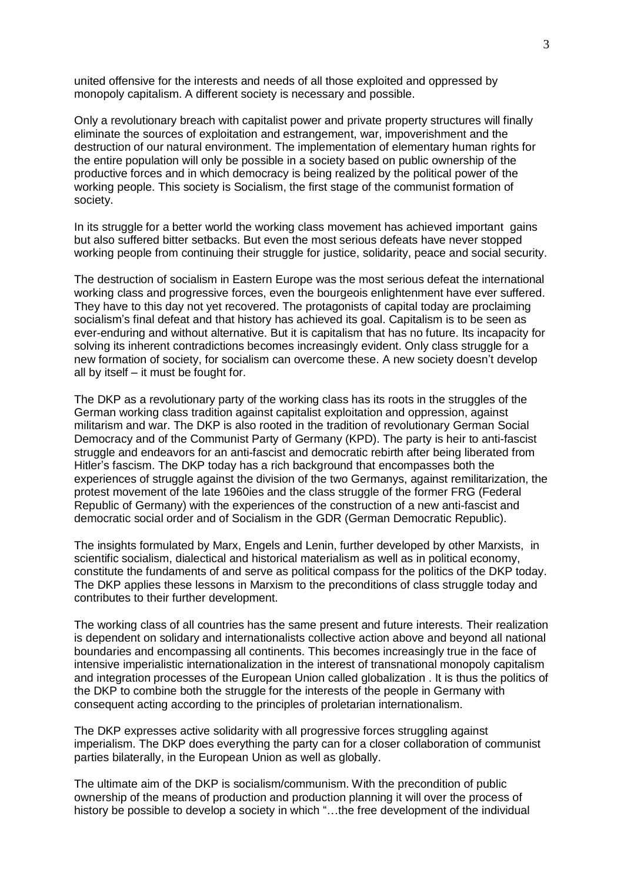united offensive for the interests and needs of all those exploited and oppressed by monopoly capitalism. A different society is necessary and possible.

Only a revolutionary breach with capitalist power and private property structures will finally eliminate the sources of exploitation and estrangement, war, impoverishment and the destruction of our natural environment. The implementation of elementary human rights for the entire population will only be possible in a society based on public ownership of the productive forces and in which democracy is being realized by the political power of the working people. This society is Socialism, the first stage of the communist formation of society.

In its struggle for a better world the working class movement has achieved important gains but also suffered bitter setbacks. But even the most serious defeats have never stopped working people from continuing their struggle for justice, solidarity, peace and social security.

The destruction of socialism in Eastern Europe was the most serious defeat the international working class and progressive forces, even the bourgeois enlightenment have ever suffered. They have to this day not yet recovered. The protagonists of capital today are proclaiming socialism's final defeat and that history has achieved its goal. Capitalism is to be seen as ever-enduring and without alternative. But it is capitalism that has no future. Its incapacity for solving its inherent contradictions becomes increasingly evident. Only class struggle for a new formation of society, for socialism can overcome these. A new society doesn't develop all by itself – it must be fought for.

The DKP as a revolutionary party of the working class has its roots in the struggles of the German working class tradition against capitalist exploitation and oppression, against militarism and war. The DKP is also rooted in the tradition of revolutionary German Social Democracy and of the Communist Party of Germany (KPD). The party is heir to anti-fascist struggle and endeavors for an anti-fascist and democratic rebirth after being liberated from Hitler's fascism. The DKP today has a rich background that encompasses both the experiences of struggle against the division of the two Germanys, against remilitarization, the protest movement of the late 1960ies and the class struggle of the former FRG (Federal Republic of Germany) with the experiences of the construction of a new anti-fascist and democratic social order and of Socialism in the GDR (German Democratic Republic).

The insights formulated by Marx, Engels and Lenin, further developed by other Marxists, in scientific socialism, dialectical and historical materialism as well as in political economy, constitute the fundaments of and serve as political compass for the politics of the DKP today. The DKP applies these lessons in Marxism to the preconditions of class struggle today and contributes to their further development.

The working class of all countries has the same present and future interests. Their realization is dependent on solidary and internationalists collective action above and beyond all national boundaries and encompassing all continents. This becomes increasingly true in the face of intensive imperialistic internationalization in the interest of transnational monopoly capitalism and integration processes of the European Union called globalization . It is thus the politics of the DKP to combine both the struggle for the interests of the people in Germany with consequent acting according to the principles of proletarian internationalism.

The DKP expresses active solidarity with all progressive forces struggling against imperialism. The DKP does everything the party can for a closer collaboration of communist parties bilaterally, in the European Union as well as globally.

The ultimate aim of the DKP is socialism/communism. With the precondition of public ownership of the means of production and production planning it will over the process of history be possible to develop a society in which "…the free development of the individual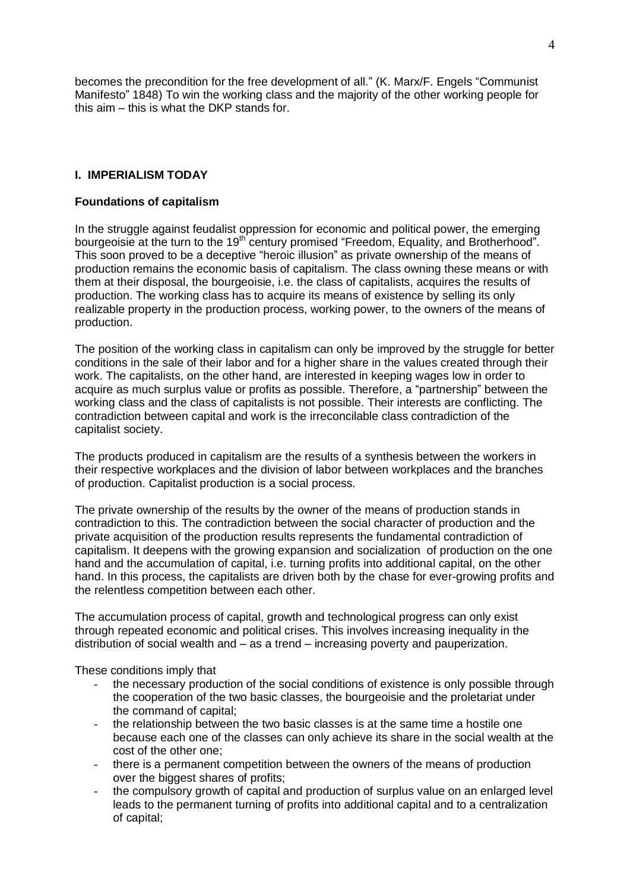becomes the precondition for the free development of all." (K. Marx/F. Engels "Communist Manifesto" 1848) To win the working class and the majority of the other working people for this aim – this is what the DKP stands for.

## I. IMPERIALISM TODAY

### Foundations of capitalism

In the struggle against feudalist oppression for economic and political power, the emerging bourgeoisie at the turn to the 19th century promised "Freedom, Equality, and Brotherhood". This soon proved to be a deceptive "heroic illusion" as private ownership of the means of production remains the economic basis of capitalism. The class owning these means or with them at their disposal, the bourgeoisie, i.e. the class of capitalists, acquires the results of production. The working class has to acquire its means of existence by selling its only realizable property in the production process, working power, to the owners of the means of production.

The position of the working class in capitalism can only be improved by the struggle for better conditions in the sale of their labor and for a higher share in the values created through their work. The capitalists, on the other hand, are interested in keeping wages low in order to acquire as much surplus value or profits as possible. Therefore, a "partnership" between the working class and the class of capitalists is not possible. Their interests are conflicting. The contradiction between capital and work is the irreconcilable class contradiction of the capitalist society.

The products produced in capitalism are the results of a synthesis between the workers in their respective workplaces and the division of labor between workplaces and the branches of production. Capitalist production is a social process.

The private ownership of the results by the owner of the means of production stands in contradiction to this. The contradiction between the social character of production and the private acquisition of the production results represents the fundamental contradiction of capitalism. It deepens with the growing expansion and socialization of production on the one hand and the accumulation of capital, i.e. turning profits into additional capital, on the other hand. In this process, the capitalists are driven both by the chase for ever-growing profits and the relentless competition between each other.

The accumulation process of capital, growth and technological progress can only exist through repeated economic and political crises. This involves increasing inequality in the distribution of social wealth and – as a trend – increasing poverty and pauperization.

These conditions imply that

- the necessary production of the social conditions of existence is only possible through the cooperation of the two basic classes, the bourgeoisie and the proletariat under the command of capital;
- the relationship between the two basic classes is at the same time a hostile one because each one of the classes can only achieve its share in the social wealth at the cost of the other one;
- there is a permanent competition between the owners of the means of production over the biggest shares of profits;
- the compulsory growth of capital and production of surplus value on an enlarged level leads to the permanent turning of profits into additional capital and to a centralization of capital;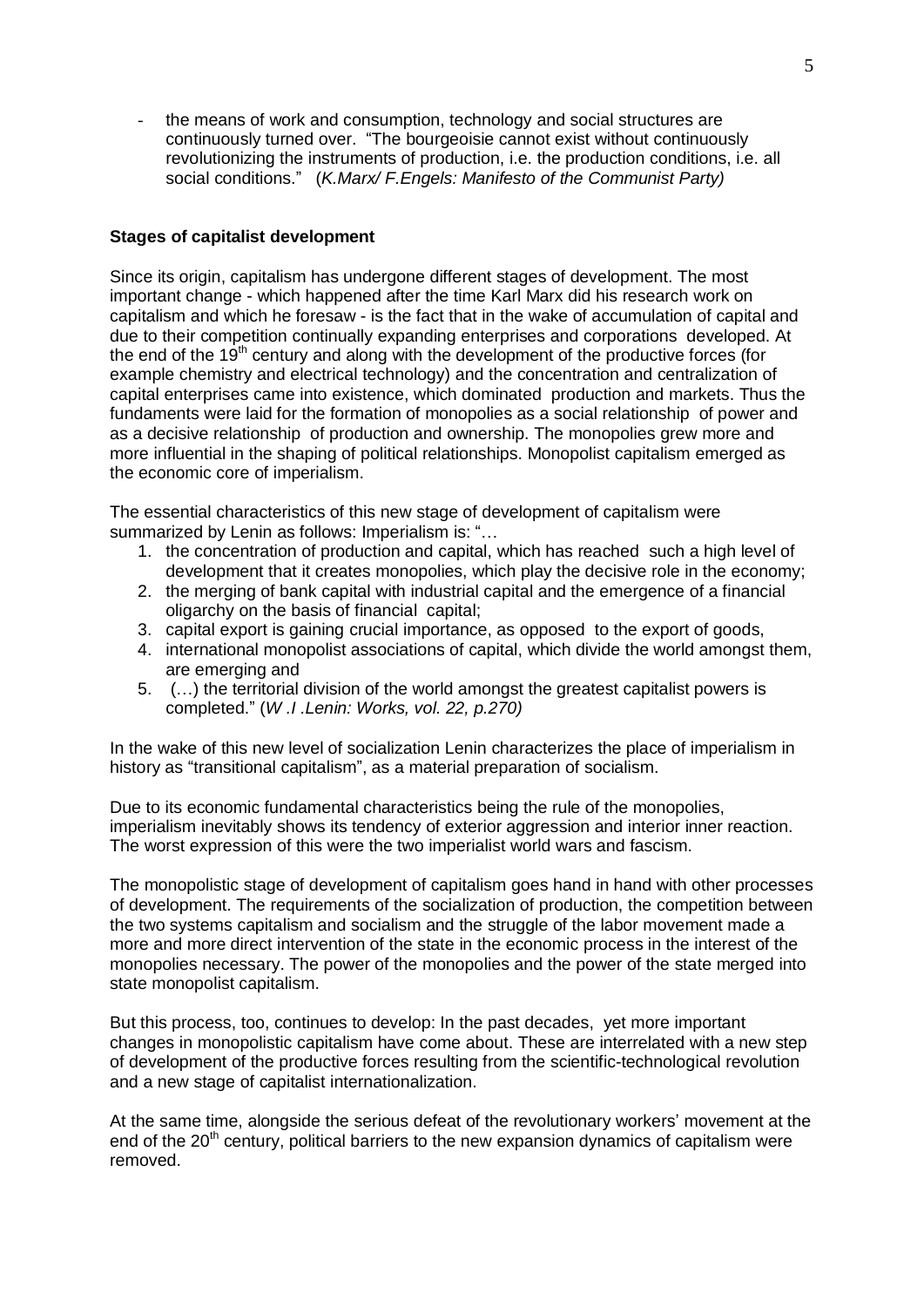- the means of work and consumption, technology and social structures are continuously turned over. "The bourgeoisie cannot exist without continuously revolutionizing the instruments of production, i.e. the production conditions, i.e. all social conditions." (*K.Marx/ F.Engels: Manifesto of the Communist Party)*

**Stages of capitalist development**

Since its origin, capitalism has undergone different stages of development. The most important change - which happened after the time Karl Marx did his research work on capitalism and which he foresaw - is the fact that in the wake of accumulation of capital and due to their competition continually expanding enterprises and corporations developed. At the end of the 19th century and along with the development of the productive forces (for example chemistry and electrical technology) and the concentration and centralization of capital enterprises came into existence, which dominated production and markets. Thus the fundaments were laid for the formation of monopolies as a social relationship of power and as a decisive relationship of production and ownership. The monopolies grew more and more influential in the shaping of political relationships. Monopolist capitalism emerged as the economic core of imperialism.

The essential characteristics of this new stage of development of capitalism were summarized by Lenin as follows: Imperialism is: "…

1. the concentration of production and capital, which has reached such a high level of development that it creates monopolies, which play the decisive role in the economy;
2. the merging of bank capital with industrial capital and the emergence of a financial oligarchy on the basis of financial capital;
3. capital export is gaining crucial importance, as opposed to the export of goods,
4. international monopolist associations of capital, which divide the world amongst them, are emerging and
5. (…) the territorial division of the world amongst the greatest capitalist powers is completed." (*W .I .Lenin: Works, vol. 22, p.270)*

In the wake of this new level of socialization Lenin characterizes the place of imperialism in history as "transitional capitalism", as a material preparation of socialism.

Due to its economic fundamental characteristics being the rule of the monopolies, imperialism inevitably shows its tendency of exterior aggression and interior inner reaction. The worst expression of this were the two imperialist world wars and fascism.

The monopolistic stage of development of capitalism goes hand in hand with other processes of development. The requirements of the socialization of production, the competition between the two systems capitalism and socialism and the struggle of the labor movement made a more and more direct intervention of the state in the economic process in the interest of the monopolies necessary. The power of the monopolies and the power of the state merged into state monopolist capitalism.

But this process, too, continues to develop: In the past decades, yet more important changes in monopolistic capitalism have come about. These are interrelated with a new step of development of the productive forces resulting from the scientific-technological revolution and a new stage of capitalist internationalization.

At the same time, alongside the serious defeat of the revolutionary workers' movement at the end of the 20th century, political barriers to the new expansion dynamics of capitalism were removed.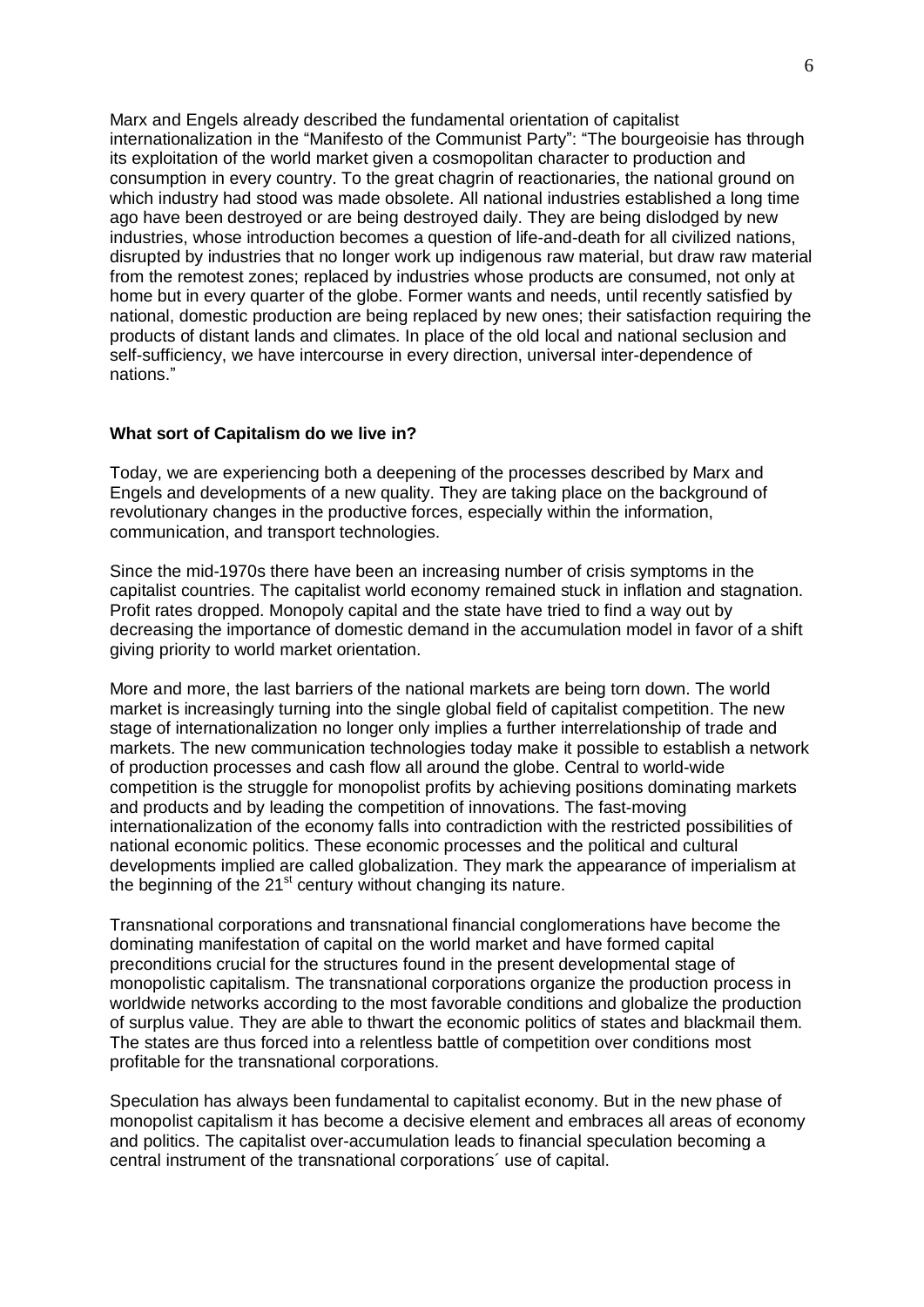Marx and Engels already described the fundamental orientation of capitalist internationalization in the “Manifesto of the Communist Party”: “The bourgeoisie has through its exploitation of the world market given a cosmopolitan character to production and consumption in every country. To the great chagrin of reactionaries, the national ground on which industry had stood was made obsolete. All national industries established a long time ago have been destroyed or are being destroyed daily. They are being dislodged by new industries, whose introduction becomes a question of life-and-death for all civilized nations, disrupted by industries that no longer work up indigenous raw material, but draw raw material from the remotest zones; replaced by industries whose products are consumed, not only at home but in every quarter of the globe. Former wants and needs, until recently satisfied by national, domestic production are being replaced by new ones; their satisfaction requiring the products of distant lands and climates. In place of the old local and national seclusion and self-sufficiency, we have intercourse in every direction, universal inter-dependence of nations.”

**What sort of Capitalism do we live in?**

Today, we are experiencing both a deepening of the processes described by Marx and Engels and developments of a new quality. They are taking place on the background of revolutionary changes in the productive forces, especially within the information, communication, and transport technologies.

Since the mid-1970s there have been an increasing number of crisis symptoms in the capitalist countries. The capitalist world economy remained stuck in inflation and stagnation. Profit rates dropped. Monopoly capital and the state have tried to find a way out by decreasing the importance of domestic demand in the accumulation model in favor of a shift giving priority to world market orientation.

More and more, the last barriers of the national markets are being torn down. The world market is increasingly turning into the single global field of capitalist competition. The new stage of internationalization no longer only implies a further interrelationship of trade and markets. The new communication technologies today make it possible to establish a network of production processes and cash flow all around the globe. Central to world-wide competition is the struggle for monopolist profits by achieving positions dominating markets and products and by leading the competition of innovations. The fast-moving internationalization of the economy falls into contradiction with the restricted possibilities of national economic politics. These economic processes and the political and cultural developments implied are called globalization. They mark the appearance of imperialism at the beginning of the 21st century without changing its nature.

Transnational corporations and transnational financial conglomerations have become the dominating manifestation of capital on the world market and have formed capital preconditions crucial for the structures found in the present developmental stage of monopolistic capitalism. The transnational corporations organize the production process in worldwide networks according to the most favorable conditions and globalize the production of surplus value. They are able to thwart the economic politics of states and blackmail them. The states are thus forced into a relentless battle of competition over conditions most profitable for the transnational corporations.

Speculation has always been fundamental to capitalist economy. But in the new phase of monopolist capitalism it has become a decisive element and embraces all areas of economy and politics. The capitalist over-accumulation leads to financial speculation becoming a central instrument of the transnational corporations´ use of capital.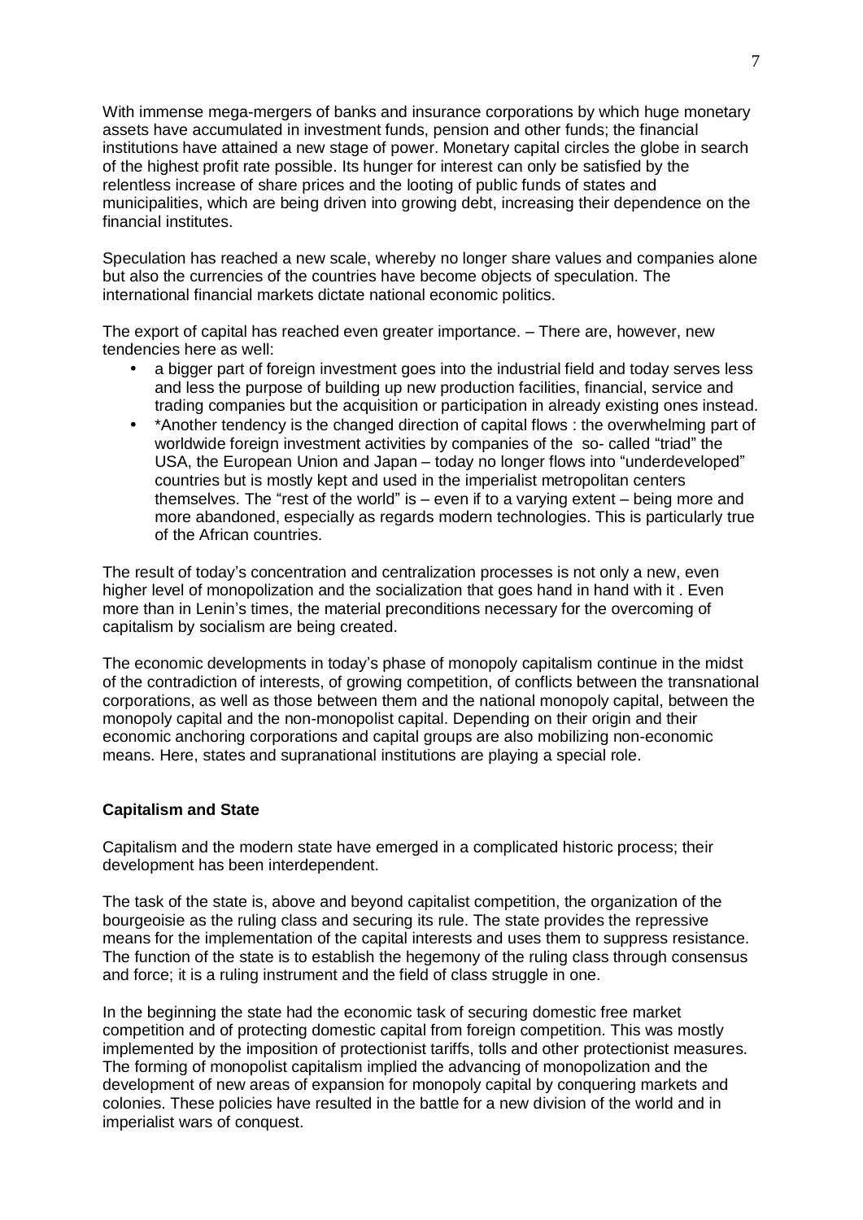With immense mega-mergers of banks and insurance corporations by which huge monetary assets have accumulated in investment funds, pension and other funds; the financial institutions have attained a new stage of power. Monetary capital circles the globe in search of the highest profit rate possible. Its hunger for interest can only be satisfied by the relentless increase of share prices and the looting of public funds of states and municipalities, which are being driven into growing debt, increasing their dependence on the financial institutes.

Speculation has reached a new scale, whereby no longer share values and companies alone but also the currencies of the countries have become objects of speculation. The international financial markets dictate national economic politics.

The export of capital has reached even greater importance. – There are, however, new tendencies here as well:

- a bigger part of foreign investment goes into the industrial field and today serves less and less the purpose of building up new production facilities, financial, service and trading companies but the acquisition or participation in already existing ones instead.
- *Another tendency is the changed direction of capital flows : the overwhelming part of worldwide foreign investment activities by companies of the so- called "triad" the USA, the European Union and Japan – today no longer flows into "underdeveloped" countries but is mostly kept and used in the imperialist metropolitan centers themselves. The "rest of the world" is – even if to a varying extent – being more and more abandoned, especially as regards modern technologies. This is particularly true of the African countries.

The result of today's concentration and centralization processes is not only a new, even higher level of monopolization and the socialization that goes hand in hand with it . Even more than in Lenin's times, the material preconditions necessary for the overcoming of capitalism by socialism are being created.

The economic developments in today's phase of monopoly capitalism continue in the midst of the contradiction of interests, of growing competition, of conflicts between the transnational corporations, as well as those between them and the national monopoly capital, between the monopoly capital and the non-monopolist capital. Depending on their origin and their economic anchoring corporations and capital groups are also mobilizing non-economic means. Here, states and supranational institutions are playing a special role.

**Capitalism and State**

Capitalism and the modern state have emerged in a complicated historic process; their development has been interdependent.

The task of the state is, above and beyond capitalist competition, the organization of the bourgeoisie as the ruling class and securing its rule. The state provides the repressive means for the implementation of the capital interests and uses them to suppress resistance. The function of the state is to establish the hegemony of the ruling class through consensus and force; it is a ruling instrument and the field of class struggle in one.

In the beginning the state had the economic task of securing domestic free market competition and of protecting domestic capital from foreign competition. This was mostly implemented by the imposition of protectionist tariffs, tolls and other protectionist measures. The forming of monopolist capitalism implied the advancing of monopolization and the development of new areas of expansion for monopoly capital by conquering markets and colonies. These policies have resulted in the battle for a new division of the world and in imperialist wars of conquest.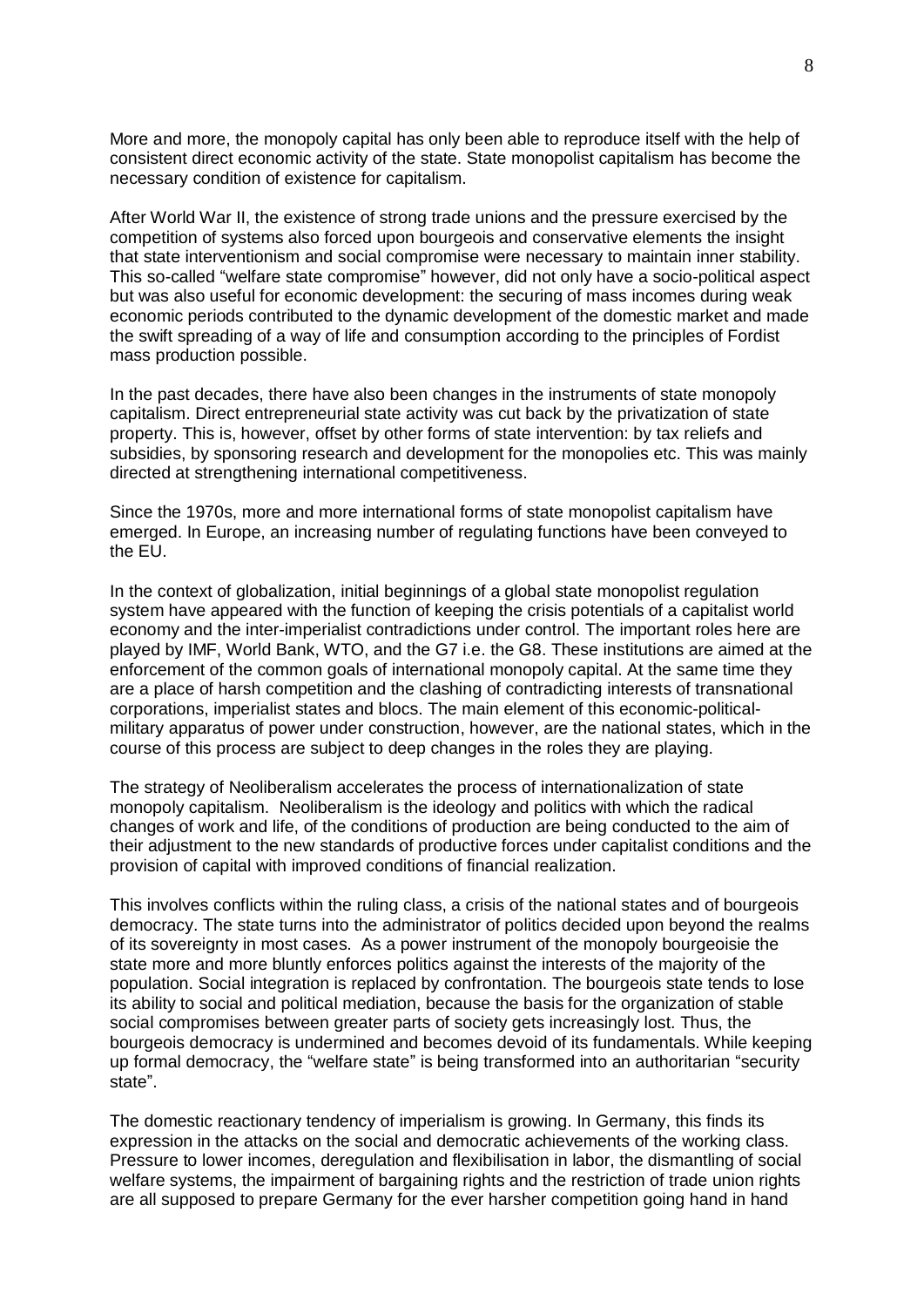More and more, the monopoly capital has only been able to reproduce itself with the help of consistent direct economic activity of the state. State monopolist capitalism has become the necessary condition of existence for capitalism.

After World War II, the existence of strong trade unions and the pressure exercised by the competition of systems also forced upon bourgeois and conservative elements the insight that state interventionism and social compromise were necessary to maintain inner stability. This so-called "welfare state compromise" however, did not only have a socio-political aspect but was also useful for economic development: the securing of mass incomes during weak economic periods contributed to the dynamic development of the domestic market and made the swift spreading of a way of life and consumption according to the principles of Fordist mass production possible.

In the past decades, there have also been changes in the instruments of state monopoly capitalism. Direct entrepreneurial state activity was cut back by the privatization of state property. This is, however, offset by other forms of state intervention: by tax reliefs and subsidies, by sponsoring research and development for the monopolies etc. This was mainly directed at strengthening international competitiveness.

Since the 1970s, more and more international forms of state monopolist capitalism have emerged. In Europe, an increasing number of regulating functions have been conveyed to the EU.

In the context of globalization, initial beginnings of a global state monopolist regulation system have appeared with the function of keeping the crisis potentials of a capitalist world economy and the inter-imperialist contradictions under control. The important roles here are played by IMF, World Bank, WTO, and the G7 i.e. the G8. These institutions are aimed at the enforcement of the common goals of international monopoly capital. At the same time they are a place of harsh competition and the clashing of contradicting interests of transnational corporations, imperialist states and blocs. The main element of this economic-political-military apparatus of power under construction, however, are the national states, which in the course of this process are subject to deep changes in the roles they are playing.

The strategy of Neoliberalism accelerates the process of internationalization of state monopoly capitalism. Neoliberalism is the ideology and politics with which the radical changes of work and life, of the conditions of production are being conducted to the aim of their adjustment to the new standards of productive forces under capitalist conditions and the provision of capital with improved conditions of financial realization.

This involves conflicts within the ruling class, a crisis of the national states and of bourgeois democracy. The state turns into the administrator of politics decided upon beyond the realms of its sovereignty in most cases. As a power instrument of the monopoly bourgeoisie the state more and more bluntly enforces politics against the interests of the majority of the population. Social integration is replaced by confrontation. The bourgeois state tends to lose its ability to social and political mediation, because the basis for the organization of stable social compromises between greater parts of society gets increasingly lost. Thus, the bourgeois democracy is undermined and becomes devoid of its fundamentals. While keeping up formal democracy, the "welfare state" is being transformed into an authoritarian "security state".

The domestic reactionary tendency of imperialism is growing. In Germany, this finds its expression in the attacks on the social and democratic achievements of the working class. Pressure to lower incomes, deregulation and flexibilisation in labor, the dismantling of social welfare systems, the impairment of bargaining rights and the restriction of trade union rights are all supposed to prepare Germany for the ever harsher competition going hand in hand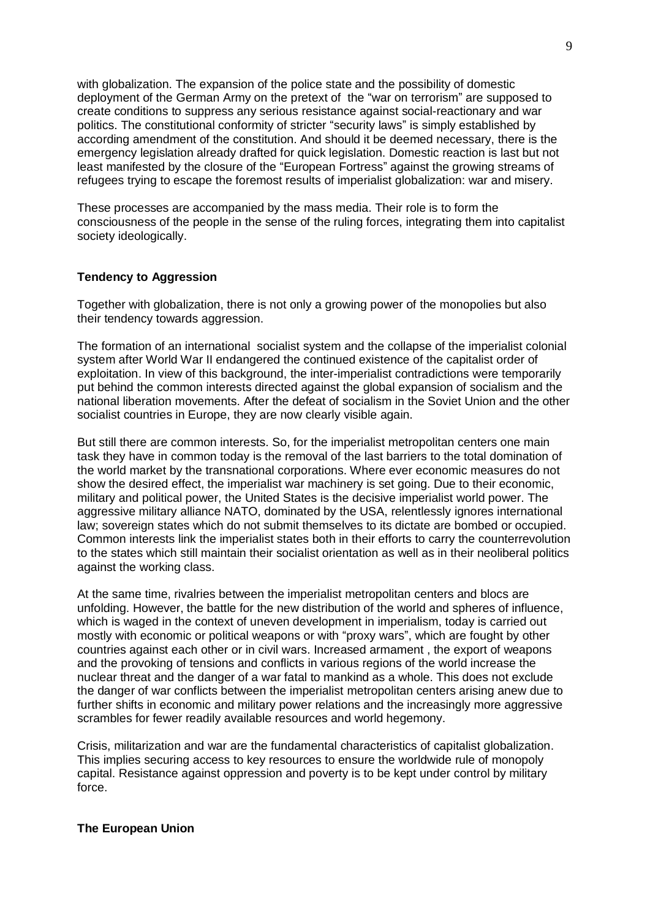with globalization. The expansion of the police state and the possibility of domestic deployment of the German Army on the pretext of the "war on terrorism" are supposed to create conditions to suppress any serious resistance against social-reactionary and war politics. The constitutional conformity of stricter "security laws" is simply established by according amendment of the constitution. And should it be deemed necessary, there is the emergency legislation already drafted for quick legislation. Domestic reaction is last but not least manifested by the closure of the "European Fortress" against the growing streams of refugees trying to escape the foremost results of imperialist globalization: war and misery.

These processes are accompanied by the mass media. Their role is to form the consciousness of the people in the sense of the ruling forces, integrating them into capitalist society ideologically.

### Tendency to Aggression

Together with globalization, there is not only a growing power of the monopolies but also their tendency towards aggression.

The formation of an international socialist system and the collapse of the imperialist colonial system after World War II endangered the continued existence of the capitalist order of exploitation. In view of this background, the inter-imperialist contradictions were temporarily put behind the common interests directed against the global expansion of socialism and the national liberation movements. After the defeat of socialism in the Soviet Union and the other socialist countries in Europe, they are now clearly visible again.

But still there are common interests. So, for the imperialist metropolitan centers one main task they have in common today is the removal of the last barriers to the total domination of the world market by the transnational corporations. Where ever economic measures do not show the desired effect, the imperialist war machinery is set going. Due to their economic, military and political power, the United States is the decisive imperialist world power. The aggressive military alliance NATO, dominated by the USA, relentlessly ignores international law; sovereign states which do not submit themselves to its dictate are bombed or occupied. Common interests link the imperialist states both in their efforts to carry the counterrevolution to the states which still maintain their socialist orientation as well as in their neoliberal politics against the working class.

At the same time, rivalries between the imperialist metropolitan centers and blocs are unfolding. However, the battle for the new distribution of the world and spheres of influence, which is waged in the context of uneven development in imperialism, today is carried out mostly with economic or political weapons or with "proxy wars", which are fought by other countries against each other or in civil wars. Increased armament , the export of weapons and the provoking of tensions and conflicts in various regions of the world increase the nuclear threat and the danger of a war fatal to mankind as a whole. This does not exclude the danger of war conflicts between the imperialist metropolitan centers arising anew due to further shifts in economic and military power relations and the increasingly more aggressive scrambles for fewer readily available resources and world hegemony.

Crisis, militarization and war are the fundamental characteristics of capitalist globalization. This implies securing access to key resources to ensure the worldwide rule of monopoly capital. Resistance against oppression and poverty is to be kept under control by military force.

### The European Union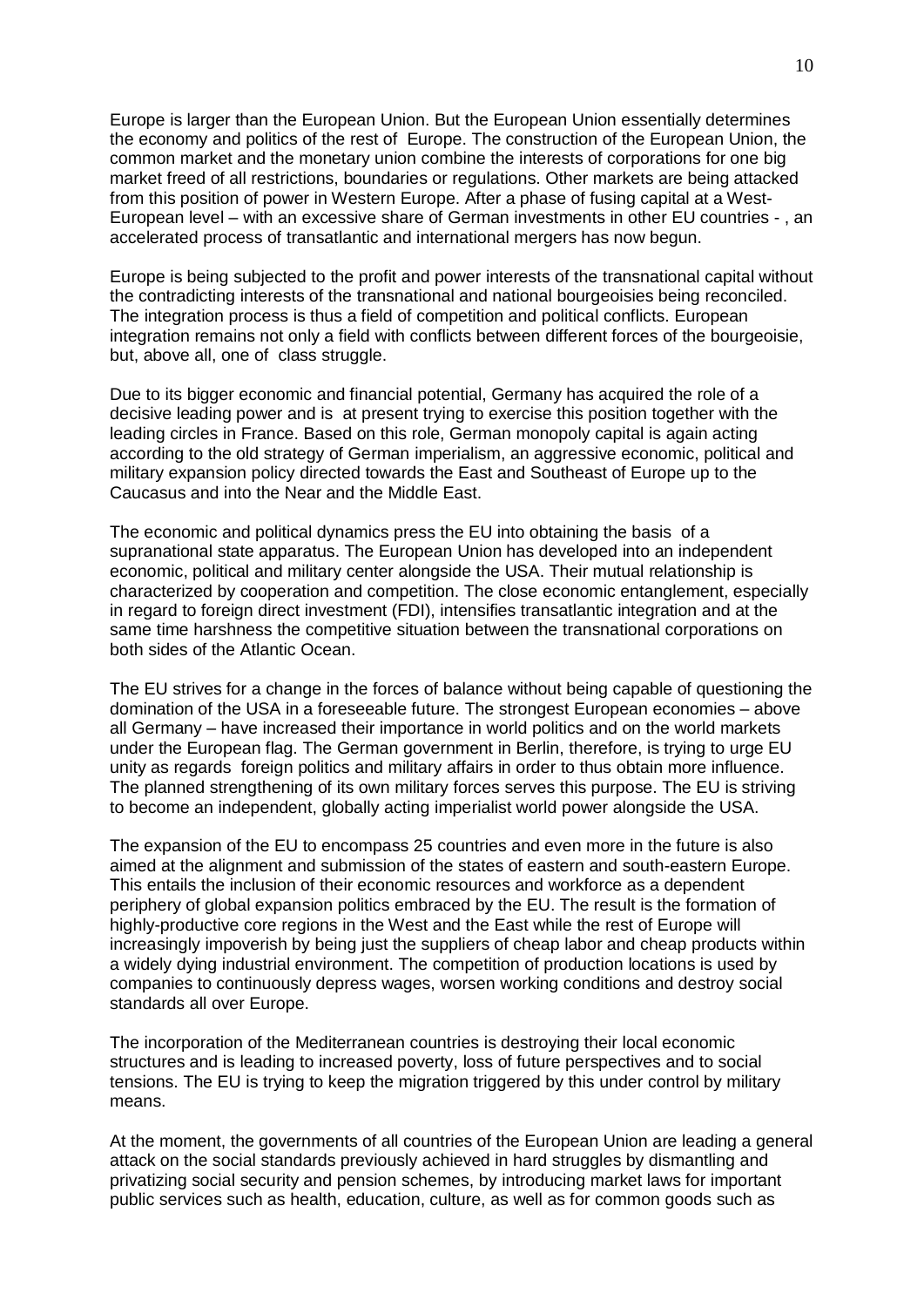Europe is larger than the European Union. But the European Union essentially determines the economy and politics of the rest of Europe. The construction of the European Union, the common market and the monetary union combine the interests of corporations for one big market freed of all restrictions, boundaries or regulations. Other markets are being attacked from this position of power in Western Europe. After a phase of fusing capital at a West-European level – with an excessive share of German investments in other EU countries - , an accelerated process of transatlantic and international mergers has now begun.

Europe is being subjected to the profit and power interests of the transnational capital without the contradicting interests of the transnational and national bourgeoisies being reconciled. The integration process is thus a field of competition and political conflicts. European integration remains not only a field with conflicts between different forces of the bourgeoisie, but, above all, one of class struggle.

Due to its bigger economic and financial potential, Germany has acquired the role of a decisive leading power and is at present trying to exercise this position together with the leading circles in France. Based on this role, German monopoly capital is again acting according to the old strategy of German imperialism, an aggressive economic, political and military expansion policy directed towards the East and Southeast of Europe up to the Caucasus and into the Near and the Middle East.

The economic and political dynamics press the EU into obtaining the basis of a supranational state apparatus. The European Union has developed into an independent economic, political and military center alongside the USA. Their mutual relationship is characterized by cooperation and competition. The close economic entanglement, especially in regard to foreign direct investment (FDI), intensifies transatlantic integration and at the same time harshness the competitive situation between the transnational corporations on both sides of the Atlantic Ocean.

The EU strives for a change in the forces of balance without being capable of questioning the domination of the USA in a foreseeable future. The strongest European economies – above all Germany – have increased their importance in world politics and on the world markets under the European flag. The German government in Berlin, therefore, is trying to urge EU unity as regards foreign politics and military affairs in order to thus obtain more influence. The planned strengthening of its own military forces serves this purpose. The EU is striving to become an independent, globally acting imperialist world power alongside the USA.

The expansion of the EU to encompass 25 countries and even more in the future is also aimed at the alignment and submission of the states of eastern and south-eastern Europe. This entails the inclusion of their economic resources and workforce as a dependent periphery of global expansion politics embraced by the EU. The result is the formation of highly-productive core regions in the West and the East while the rest of Europe will increasingly impoverish by being just the suppliers of cheap labor and cheap products within a widely dying industrial environment. The competition of production locations is used by companies to continuously depress wages, worsen working conditions and destroy social standards all over Europe.

The incorporation of the Mediterranean countries is destroying their local economic structures and is leading to increased poverty, loss of future perspectives and to social tensions. The EU is trying to keep the migration triggered by this under control by military means.

At the moment, the governments of all countries of the European Union are leading a general attack on the social standards previously achieved in hard struggles by dismantling and privatizing social security and pension schemes, by introducing market laws for important public services such as health, education, culture, as well as for common goods such as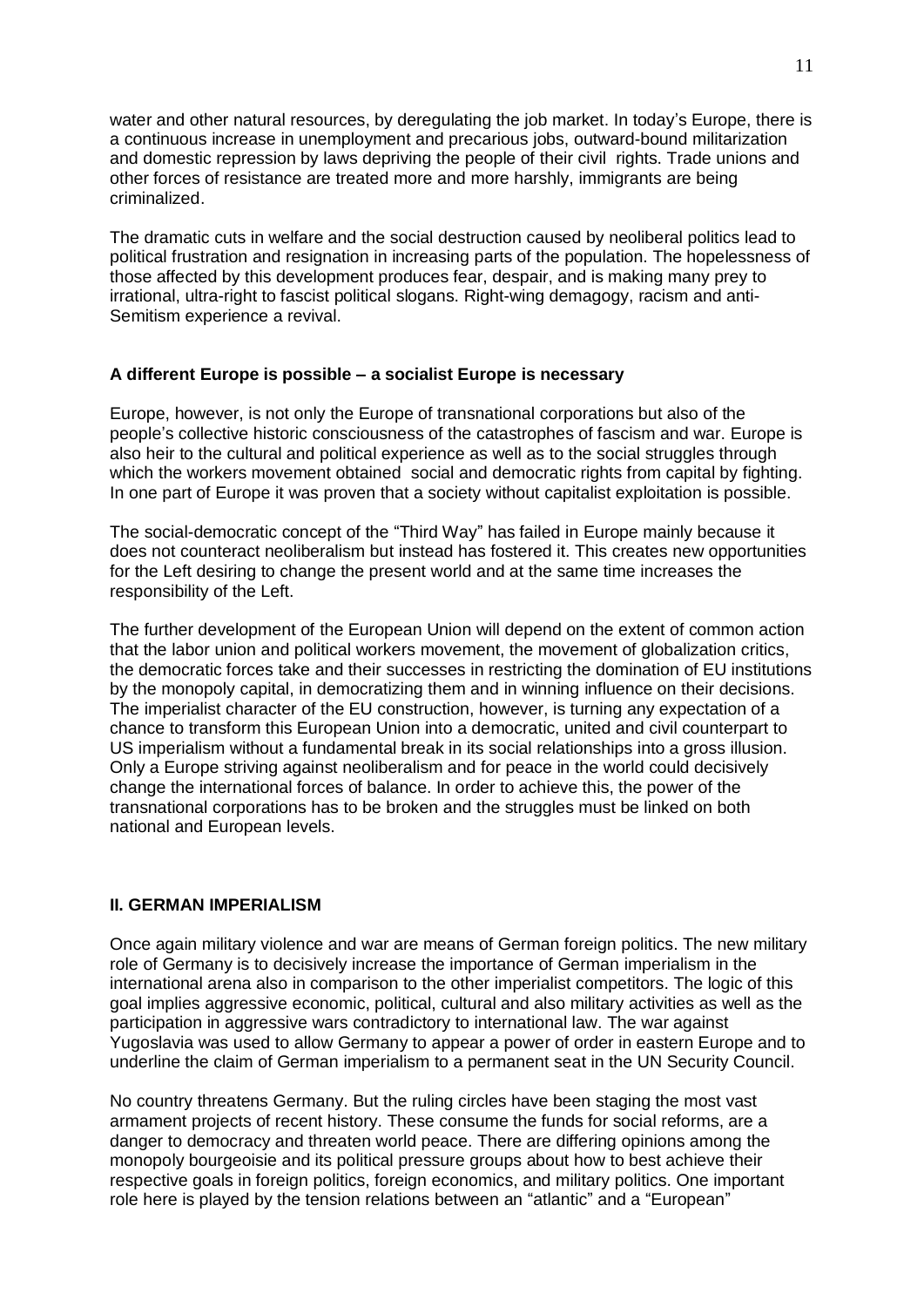water and other natural resources, by deregulating the job market. In today's Europe, there is a continuous increase in unemployment and precarious jobs, outward-bound militarization and domestic repression by laws depriving the people of their civil rights. Trade unions and other forces of resistance are treated more and more harshly, immigrants are being criminalized.

The dramatic cuts in welfare and the social destruction caused by neoliberal politics lead to political frustration and resignation in increasing parts of the population. The hopelessness of those affected by this development produces fear, despair, and is making many prey to irrational, ultra-right to fascist political slogans. Right-wing demagogy, racism and anti-Semitism experience a revival.

**A different Europe is possible – a socialist Europe is necessary**

Europe, however, is not only the Europe of transnational corporations but also of the people's collective historic consciousness of the catastrophes of fascism and war. Europe is also heir to the cultural and political experience as well as to the social struggles through which the workers movement obtained social and democratic rights from capital by fighting. In one part of Europe it was proven that a society without capitalist exploitation is possible.

The social-democratic concept of the "Third Way" has failed in Europe mainly because it does not counteract neoliberalism but instead has fostered it. This creates new opportunities for the Left desiring to change the present world and at the same time increases the responsibility of the Left.

The further development of the European Union will depend on the extent of common action that the labor union and political workers movement, the movement of globalization critics, the democratic forces take and their successes in restricting the domination of EU institutions by the monopoly capital, in democratizing them and in winning influence on their decisions. The imperialist character of the EU construction, however, is turning any expectation of a chance to transform this European Union into a democratic, united and civil counterpart to US imperialism without a fundamental break in its social relationships into a gross illusion. Only a Europe striving against neoliberalism and for peace in the world could decisively change the international forces of balance. In order to achieve this, the power of the transnational corporations has to be broken and the struggles must be linked on both national and European levels.

## II. GERMAN IMPERIALISM

Once again military violence and war are means of German foreign politics. The new military role of Germany is to decisively increase the importance of German imperialism in the international arena also in comparison to the other imperialist competitors. The logic of this goal implies aggressive economic, political, cultural and also military activities as well as the participation in aggressive wars contradictory to international law. The war against Yugoslavia was used to allow Germany to appear a power of order in eastern Europe and to underline the claim of German imperialism to a permanent seat in the UN Security Council.

No country threatens Germany. But the ruling circles have been staging the most vast armament projects of recent history. These consume the funds for social reforms, are a danger to democracy and threaten world peace. There are differing opinions among the monopoly bourgeoisie and its political pressure groups about how to best achieve their respective goals in foreign politics, foreign economics, and military politics. One important role here is played by the tension relations between an "atlantic" and a "European"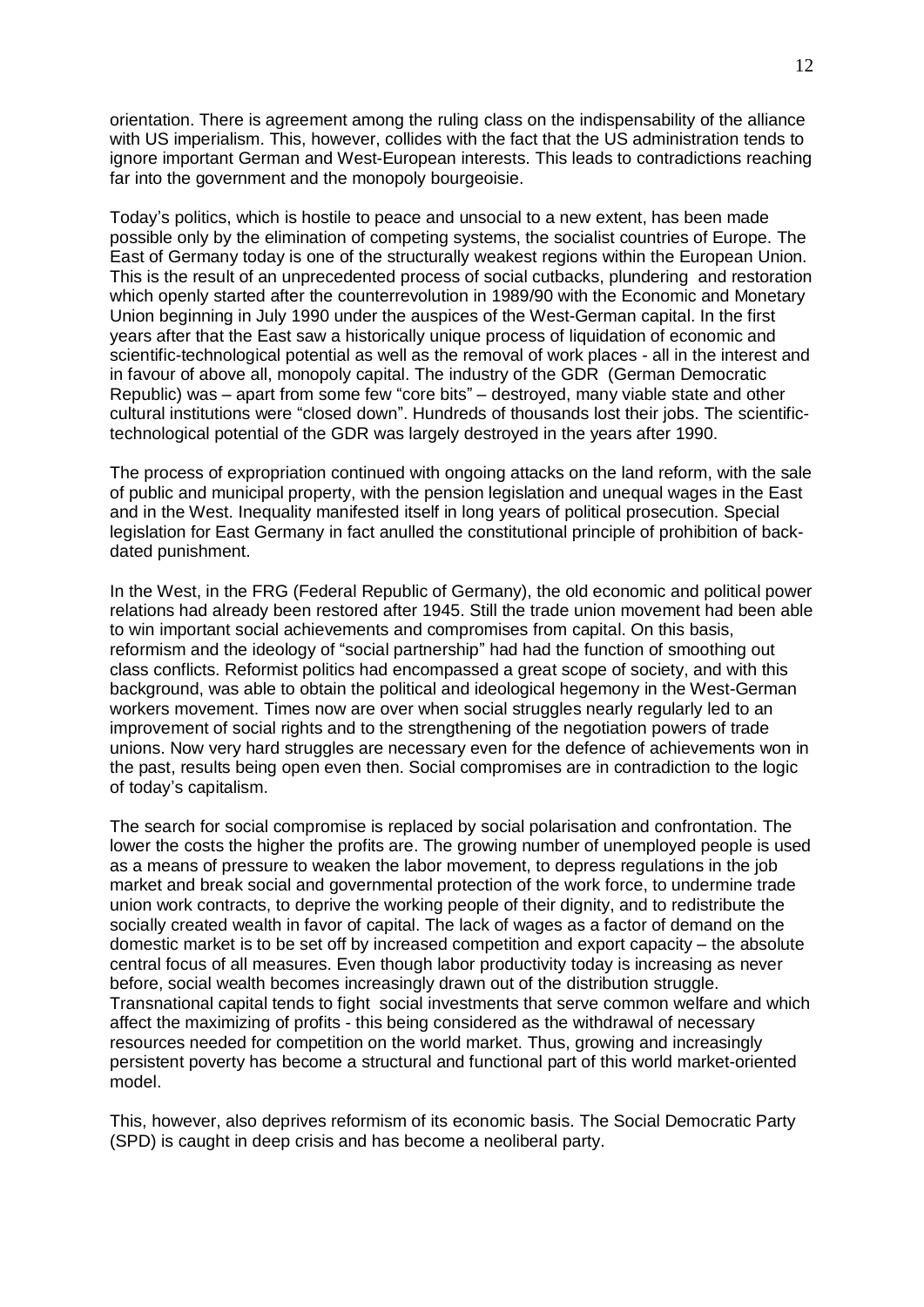orientation. There is agreement among the ruling class on the indispensability of the alliance with US imperialism. This, however, collides with the fact that the US administration tends to ignore important German and West-European interests. This leads to contradictions reaching far into the government and the monopoly bourgeoisie.

Today's politics, which is hostile to peace and unsocial to a new extent, has been made possible only by the elimination of competing systems, the socialist countries of Europe. The East of Germany today is one of the structurally weakest regions within the European Union. This is the result of an unprecedented process of social cutbacks, plundering and restoration which openly started after the counterrevolution in 1989/90 with the Economic and Monetary Union beginning in July 1990 under the auspices of the West-German capital. In the first years after that the East saw a historically unique process of liquidation of economic and scientific-technological potential as well as the removal of work places - all in the interest and in favour of above all, monopoly capital. The industry of the GDR (German Democratic Republic) was – apart from some few "core bits" – destroyed, many viable state and other cultural institutions were "closed down". Hundreds of thousands lost their jobs. The scientific-technological potential of the GDR was largely destroyed in the years after 1990.

The process of expropriation continued with ongoing attacks on the land reform, with the sale of public and municipal property, with the pension legislation and unequal wages in the East and in the West. Inequality manifested itself in long years of political prosecution. Special legislation for East Germany in fact anulled the constitutional principle of prohibition of back-dated punishment.

In the West, in the FRG (Federal Republic of Germany), the old economic and political power relations had already been restored after 1945. Still the trade union movement had been able to win important social achievements and compromises from capital. On this basis, reformism and the ideology of "social partnership" had had the function of smoothing out class conflicts. Reformist politics had encompassed a great scope of society, and with this background, was able to obtain the political and ideological hegemony in the West-German workers movement. Times now are over when social struggles nearly regularly led to an improvement of social rights and to the strengthening of the negotiation powers of trade unions. Now very hard struggles are necessary even for the defence of achievements won in the past, results being open even then. Social compromises are in contradiction to the logic of today's capitalism.

The search for social compromise is replaced by social polarisation and confrontation. The lower the costs the higher the profits are. The growing number of unemployed people is used as a means of pressure to weaken the labor movement, to depress regulations in the job market and break social and governmental protection of the work force, to undermine trade union work contracts, to deprive the working people of their dignity, and to redistribute the socially created wealth in favor of capital. The lack of wages as a factor of demand on the domestic market is to be set off by increased competition and export capacity – the absolute central focus of all measures. Even though labor productivity today is increasing as never before, social wealth becomes increasingly drawn out of the distribution struggle. Transnational capital tends to fight social investments that serve common welfare and which affect the maximizing of profits - this being considered as the withdrawal of necessary resources needed for competition on the world market. Thus, growing and increasingly persistent poverty has become a structural and functional part of this world market-oriented model.

This, however, also deprives reformism of its economic basis. The Social Democratic Party (SPD) is caught in deep crisis and has become a neoliberal party.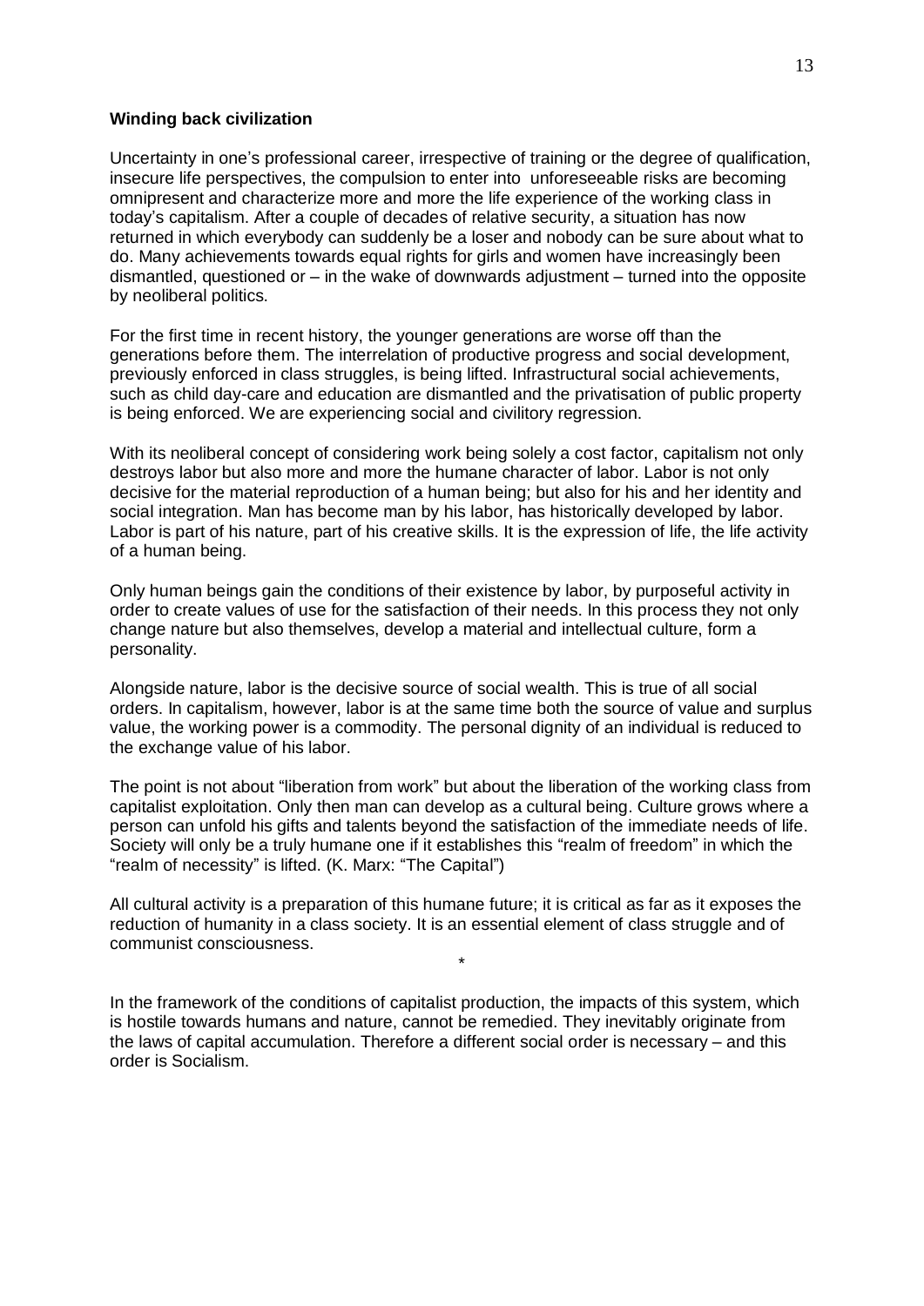**Winding back civilization**

Uncertainty in one's professional career, irrespective of training or the degree of qualification, insecure life perspectives, the compulsion to enter into unforeseeable risks are becoming omnipresent and characterize more and more the life experience of the working class in today's capitalism. After a couple of decades of relative security, a situation has now returned in which everybody can suddenly be a loser and nobody can be sure about what to do. Many achievements towards equal rights for girls and women have increasingly been dismantled, questioned or – in the wake of downwards adjustment – turned into the opposite by neoliberal politics.

For the first time in recent history, the younger generations are worse off than the generations before them. The interrelation of productive progress and social development, previously enforced in class struggles, is being lifted. Infrastructural social achievements, such as child day-care and education are dismantled and the privatisation of public property is being enforced. We are experiencing social and civilitory regression.

With its neoliberal concept of considering work being solely a cost factor, capitalism not only destroys labor but also more and more the humane character of labor. Labor is not only decisive for the material reproduction of a human being; but also for his and her identity and social integration. Man has become man by his labor, has historically developed by labor. Labor is part of his nature, part of his creative skills. It is the expression of life, the life activity of a human being.

Only human beings gain the conditions of their existence by labor, by purposeful activity in order to create values of use for the satisfaction of their needs. In this process they not only change nature but also themselves, develop a material and intellectual culture, form a personality.

Alongside nature, labor is the decisive source of social wealth. This is true of all social orders. In capitalism, however, labor is at the same time both the source of value and surplus value, the working power is a commodity. The personal dignity of an individual is reduced to the exchange value of his labor.

The point is not about "liberation from work" but about the liberation of the working class from capitalist exploitation. Only then man can develop as a cultural being. Culture grows where a person can unfold his gifts and talents beyond the satisfaction of the immediate needs of life. Society will only be a truly humane one if it establishes this "realm of freedom" in which the "realm of necessity" is lifted. (K. Marx: "The Capital")

All cultural activity is a preparation of this humane future; it is critical as far as it exposes the reduction of humanity in a class society. It is an essential element of class struggle and of communist consciousness.

*

In the framework of the conditions of capitalist production, the impacts of this system, which is hostile towards humans and nature, cannot be remedied. They inevitably originate from the laws of capital accumulation. Therefore a different social order is necessary – and this order is Socialism.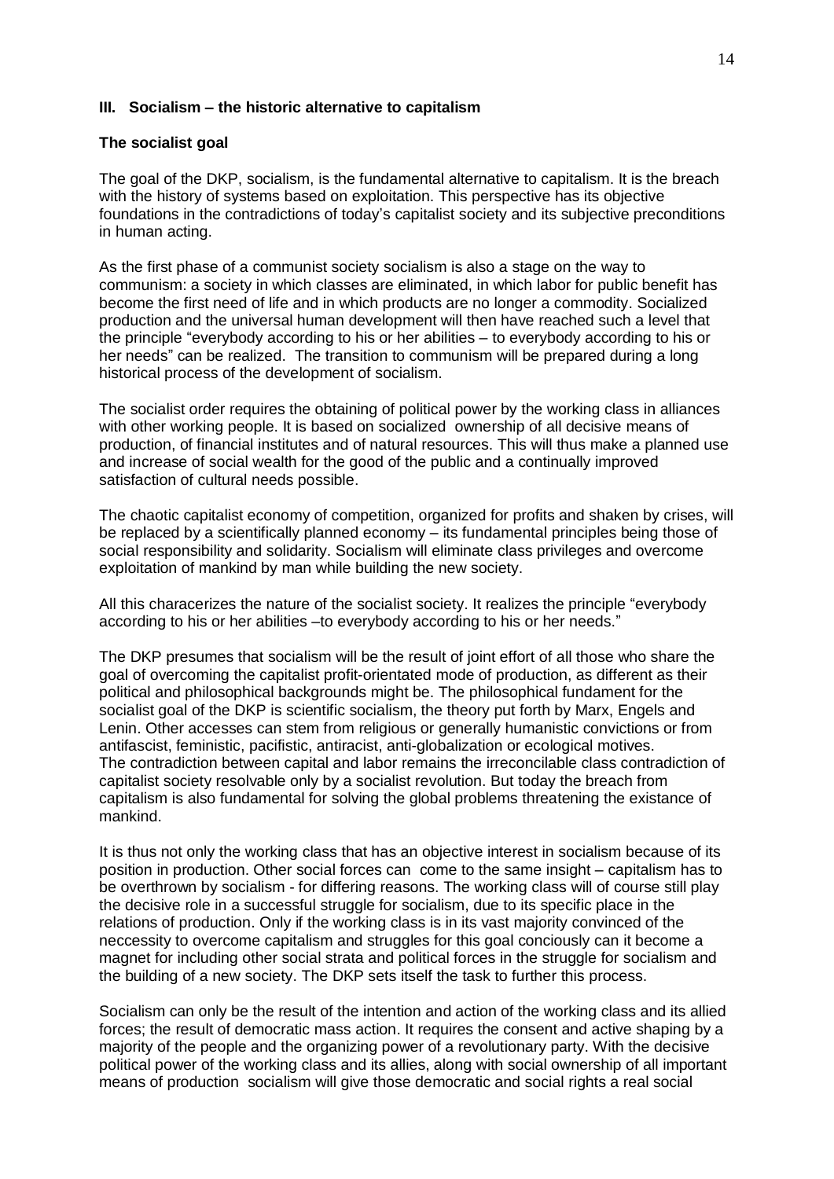### III. Socialism – the historic alternative to capitalism

#### The socialist goal

The goal of the DKP, socialism, is the fundamental alternative to capitalism. It is the breach with the history of systems based on exploitation. This perspective has its objective foundations in the contradictions of today's capitalist society and its subjective preconditions in human acting.

As the first phase of a communist society socialism is also a stage on the way to communism: a society in which classes are eliminated, in which labor for public benefit has become the first need of life and in which products are no longer a commodity. Socialized production and the universal human development will then have reached such a level that the principle "everybody according to his or her abilities – to everybody according to his or her needs" can be realized. The transition to communism will be prepared during a long historical process of the development of socialism.

The socialist order requires the obtaining of political power by the working class in alliances with other working people. It is based on socialized ownership of all decisive means of production, of financial institutes and of natural resources. This will thus make a planned use and increase of social wealth for the good of the public and a continually improved satisfaction of cultural needs possible.

The chaotic capitalist economy of competition, organized for profits and shaken by crises, will be replaced by a scientifically planned economy – its fundamental principles being those of social responsibility and solidarity. Socialism will eliminate class privileges and overcome exploitation of mankind by man while building the new society.

All this characerizes the nature of the socialist society. It realizes the principle "everybody according to his or her abilities –to everybody according to his or her needs."

The DKP presumes that socialism will be the result of joint effort of all those who share the goal of overcoming the capitalist profit-orientated mode of production, as different as their political and philosophical backgrounds might be. The philosophical fundament for the socialist goal of the DKP is scientific socialism, the theory put forth by Marx, Engels and Lenin. Other accesses can stem from religious or generally humanistic convictions or from antifascist, feministic, pacifistic, antiracist, anti-globalization or ecological motives.
The contradiction between capital and labor remains the irreconcilable class contradiction of capitalist society resolvable only by a socialist revolution. But today the breach from capitalism is also fundamental for solving the global problems threatening the existance of mankind.

It is thus not only the working class that has an objective interest in socialism because of its position in production. Other social forces can come to the same insight – capitalism has to be overthrown by socialism - for differing reasons. The working class will of course still play the decisive role in a successful struggle for socialism, due to its specific place in the relations of production. Only if the working class is in its vast majority convinced of the neccessity to overcome capitalism and struggles for this goal conciously can it become a magnet for including other social strata and political forces in the struggle for socialism and the building of a new society. The DKP sets itself the task to further this process.

Socialism can only be the result of the intention and action of the working class and its allied forces; the result of democratic mass action. It requires the consent and active shaping by a majority of the people and the organizing power of a revolutionary party. With the decisive political power of the working class and its allies, along with social ownership of all important means of production socialism will give those democratic and social rights a real social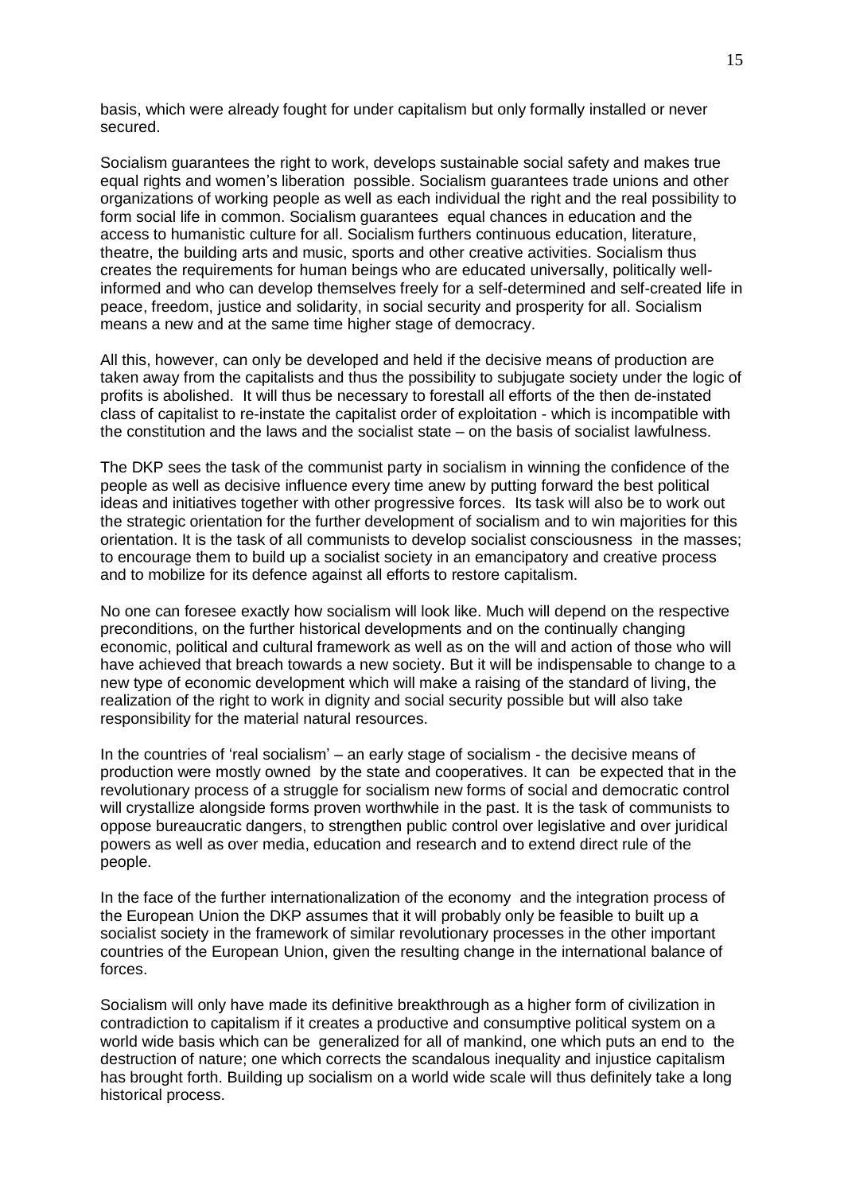basis, which were already fought for under capitalism but only formally installed or never secured.

Socialism guarantees the right to work, develops sustainable social safety and makes true equal rights and women's liberation possible. Socialism guarantees trade unions and other organizations of working people as well as each individual the right and the real possibility to form social life in common. Socialism guarantees equal chances in education and the access to humanistic culture for all. Socialism furthers continuous education, literature, theatre, the building arts and music, sports and other creative activities. Socialism thus creates the requirements for human beings who are educated universally, politically well-informed and who can develop themselves freely for a self-determined and self-created life in peace, freedom, justice and solidarity, in social security and prosperity for all. Socialism means a new and at the same time higher stage of democracy.

All this, however, can only be developed and held if the decisive means of production are taken away from the capitalists and thus the possibility to subjugate society under the logic of profits is abolished. It will thus be necessary to forestall all efforts of the then de-instated class of capitalist to re-instate the capitalist order of exploitation - which is incompatible with the constitution and the laws and the socialist state – on the basis of socialist lawfulness.

The DKP sees the task of the communist party in socialism in winning the confidence of the people as well as decisive influence every time anew by putting forward the best political ideas and initiatives together with other progressive forces. Its task will also be to work out the strategic orientation for the further development of socialism and to win majorities for this orientation. It is the task of all communists to develop socialist consciousness in the masses; to encourage them to build up a socialist society in an emancipatory and creative process and to mobilize for its defence against all efforts to restore capitalism.

No one can foresee exactly how socialism will look like. Much will depend on the respective preconditions, on the further historical developments and on the continually changing economic, political and cultural framework as well as on the will and action of those who will have achieved that breach towards a new society. But it will be indispensable to change to a new type of economic development which will make a raising of the standard of living, the realization of the right to work in dignity and social security possible but will also take responsibility for the material natural resources.

In the countries of 'real socialism' – an early stage of socialism - the decisive means of production were mostly owned by the state and cooperatives. It can be expected that in the revolutionary process of a struggle for socialism new forms of social and democratic control will crystallize alongside forms proven worthwhile in the past. It is the task of communists to oppose bureaucratic dangers, to strengthen public control over legislative and over juridical powers as well as over media, education and research and to extend direct rule of the people.

In the face of the further internationalization of the economy and the integration process of the European Union the DKP assumes that it will probably only be feasible to built up a socialist society in the framework of similar revolutionary processes in the other important countries of the European Union, given the resulting change in the international balance of forces.

Socialism will only have made its definitive breakthrough as a higher form of civilization in contradiction to capitalism if it creates a productive and consumptive political system on a world wide basis which can be generalized for all of mankind, one which puts an end to the destruction of nature; one which corrects the scandalous inequality and injustice capitalism has brought forth. Building up socialism on a world wide scale will thus definitely take a long historical process.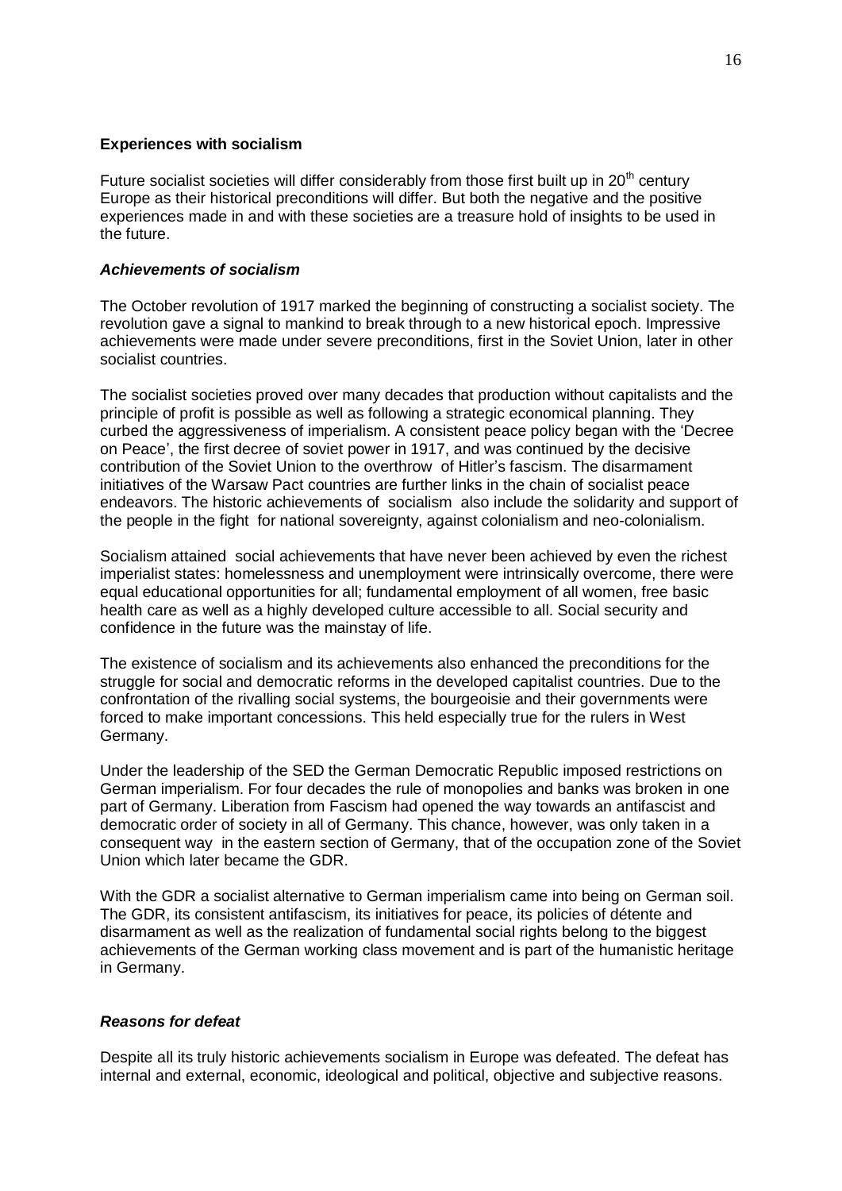**Experiences with socialism**

Future socialist societies will differ considerably from those first built up in 20th century Europe as their historical preconditions will differ. But both the negative and the positive experiences made in and with these societies are a treasure hold of insights to be used in the future.

***Achievements of socialism***

The October revolution of 1917 marked the beginning of constructing a socialist society. The revolution gave a signal to mankind to break through to a new historical epoch. Impressive achievements were made under severe preconditions, first in the Soviet Union, later in other socialist countries.

The socialist societies proved over many decades that production without capitalists and the principle of profit is possible as well as following a strategic economical planning. They curbed the aggressiveness of imperialism. A consistent peace policy began with the 'Decree on Peace', the first decree of soviet power in 1917, and was continued by the decisive contribution of the Soviet Union to the overthrow of Hitler's fascism. The disarmament initiatives of the Warsaw Pact countries are further links in the chain of socialist peace endeavors. The historic achievements of socialism also include the solidarity and support of the people in the fight for national sovereignty, against colonialism and neo-colonialism.

Socialism attained social achievements that have never been achieved by even the richest imperialist states: homelessness and unemployment were intrinsically overcome, there were equal educational opportunities for all; fundamental employment of all women, free basic health care as well as a highly developed culture accessible to all. Social security and confidence in the future was the mainstay of life.

The existence of socialism and its achievements also enhanced the preconditions for the struggle for social and democratic reforms in the developed capitalist countries. Due to the confrontation of the rivalling social systems, the bourgeoisie and their governments were forced to make important concessions. This held especially true for the rulers in West Germany.

Under the leadership of the SED the German Democratic Republic imposed restrictions on German imperialism. For four decades the rule of monopolies and banks was broken in one part of Germany. Liberation from Fascism had opened the way towards an antifascist and democratic order of society in all of Germany. This chance, however, was only taken in a consequent way in the eastern section of Germany, that of the occupation zone of the Soviet Union which later became the GDR.

With the GDR a socialist alternative to German imperialism came into being on German soil. The GDR, its consistent antifascism, its initiatives for peace, its policies of détente and disarmament as well as the realization of fundamental social rights belong to the biggest achievements of the German working class movement and is part of the humanistic heritage in Germany.

***Reasons for defeat***

Despite all its truly historic achievements socialism in Europe was defeated. The defeat has internal and external, economic, ideological and political, objective and subjective reasons.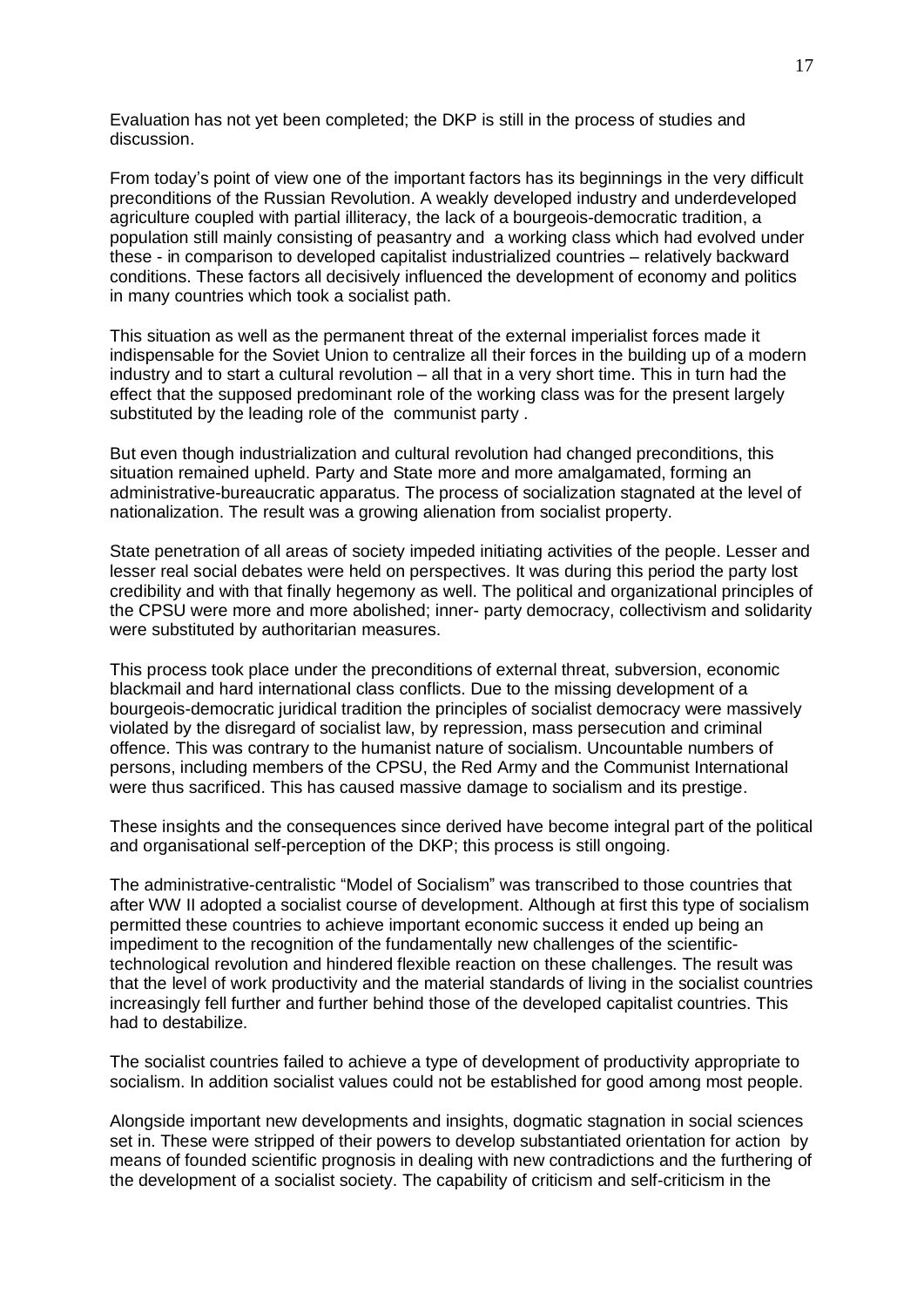Evaluation has not yet been completed; the DKP is still in the process of studies and discussion.

From today's point of view one of the important factors has its beginnings in the very difficult preconditions of the Russian Revolution. A weakly developed industry and underdeveloped agriculture coupled with partial illiteracy, the lack of a bourgeois-democratic tradition, a population still mainly consisting of peasantry and a working class which had evolved under these - in comparison to developed capitalist industrialized countries – relatively backward conditions. These factors all decisively influenced the development of economy and politics in many countries which took a socialist path.

This situation as well as the permanent threat of the external imperialist forces made it indispensable for the Soviet Union to centralize all their forces in the building up of a modern industry and to start a cultural revolution – all that in a very short time. This in turn had the effect that the supposed predominant role of the working class was for the present largely substituted by the leading role of the communist party .

But even though industrialization and cultural revolution had changed preconditions, this situation remained upheld. Party and State more and more amalgamated, forming an administrative-bureaucratic apparatus. The process of socialization stagnated at the level of nationalization. The result was a growing alienation from socialist property.

State penetration of all areas of society impeded initiating activities of the people. Lesser and lesser real social debates were held on perspectives. It was during this period the party lost credibility and with that finally hegemony as well. The political and organizational principles of the CPSU were more and more abolished; inner- party democracy, collectivism and solidarity were substituted by authoritarian measures.

This process took place under the preconditions of external threat, subversion, economic blackmail and hard international class conflicts. Due to the missing development of a bourgeois-democratic juridical tradition the principles of socialist democracy were massively violated by the disregard of socialist law, by repression, mass persecution and criminal offence. This was contrary to the humanist nature of socialism. Uncountable numbers of persons, including members of the CPSU, the Red Army and the Communist International were thus sacrificed. This has caused massive damage to socialism and its prestige.

These insights and the consequences since derived have become integral part of the political and organisational self-perception of the DKP; this process is still ongoing.

The administrative-centralistic "Model of Socialism" was transcribed to those countries that after WW II adopted a socialist course of development. Although at first this type of socialism permitted these countries to achieve important economic success it ended up being an impediment to the recognition of the fundamentally new challenges of the scientific-technological revolution and hindered flexible reaction on these challenges. The result was that the level of work productivity and the material standards of living in the socialist countries increasingly fell further and further behind those of the developed capitalist countries. This had to destabilize.

The socialist countries failed to achieve a type of development of productivity appropriate to socialism. In addition socialist values could not be established for good among most people.

Alongside important new developments and insights, dogmatic stagnation in social sciences set in. These were stripped of their powers to develop substantiated orientation for action by means of founded scientific prognosis in dealing with new contradictions and the furthering of the development of a socialist society. The capability of criticism and self-criticism in the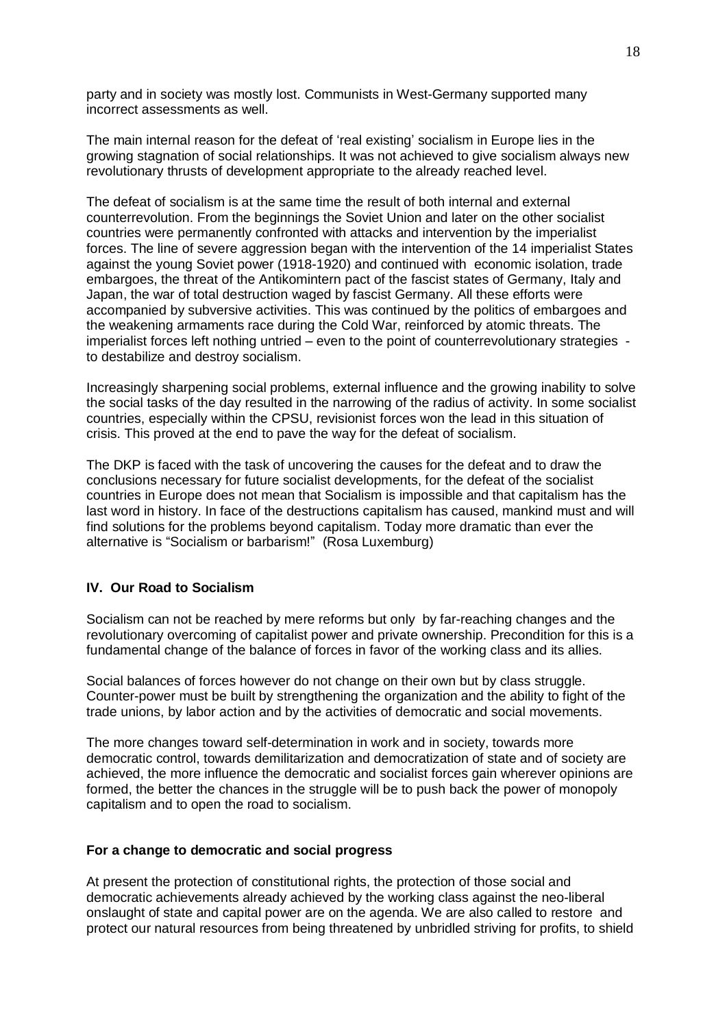party and in society was mostly lost. Communists in West-Germany supported many incorrect assessments as well.

The main internal reason for the defeat of 'real existing' socialism in Europe lies in the growing stagnation of social relationships. It was not achieved to give socialism always new revolutionary thrusts of development appropriate to the already reached level.

The defeat of socialism is at the same time the result of both internal and external counterrevolution. From the beginnings the Soviet Union and later on the other socialist countries were permanently confronted with attacks and intervention by the imperialist forces. The line of severe aggression began with the intervention of the 14 imperialist States against the young Soviet power (1918-1920) and continued with economic isolation, trade embargoes, the threat of the Antikomintern pact of the fascist states of Germany, Italy and Japan, the war of total destruction waged by fascist Germany. All these efforts were accompanied by subversive activities. This was continued by the politics of embargoes and the weakening armaments race during the Cold War, reinforced by atomic threats. The imperialist forces left nothing untried – even to the point of counterrevolutionary strategies - to destabilize and destroy socialism.

Increasingly sharpening social problems, external influence and the growing inability to solve the social tasks of the day resulted in the narrowing of the radius of activity. In some socialist countries, especially within the CPSU, revisionist forces won the lead in this situation of crisis. This proved at the end to pave the way for the defeat of socialism.

The DKP is faced with the task of uncovering the causes for the defeat and to draw the conclusions necessary for future socialist developments, for the defeat of the socialist countries in Europe does not mean that Socialism is impossible and that capitalism has the last word in history. In face of the destructions capitalism has caused, mankind must and will find solutions for the problems beyond capitalism. Today more dramatic than ever the alternative is "Socialism or barbarism!" (Rosa Luxemburg)

## IV. Our Road to Socialism

Socialism can not be reached by mere reforms but only by far-reaching changes and the revolutionary overcoming of capitalist power and private ownership. Precondition for this is a fundamental change of the balance of forces in favor of the working class and its allies.

Social balances of forces however do not change on their own but by class struggle. Counter-power must be built by strengthening the organization and the ability to fight of the trade unions, by labor action and by the activities of democratic and social movements.

The more changes toward self-determination in work and in society, towards more democratic control, towards demilitarization and democratization of state and of society are achieved, the more influence the democratic and socialist forces gain wherever opinions are formed, the better the chances in the struggle will be to push back the power of monopoly capitalism and to open the road to socialism.

### For a change to democratic and social progress

At present the protection of constitutional rights, the protection of those social and democratic achievements already achieved by the working class against the neo-liberal onslaught of state and capital power are on the agenda. We are also called to restore and protect our natural resources from being threatened by unbridled striving for profits, to shield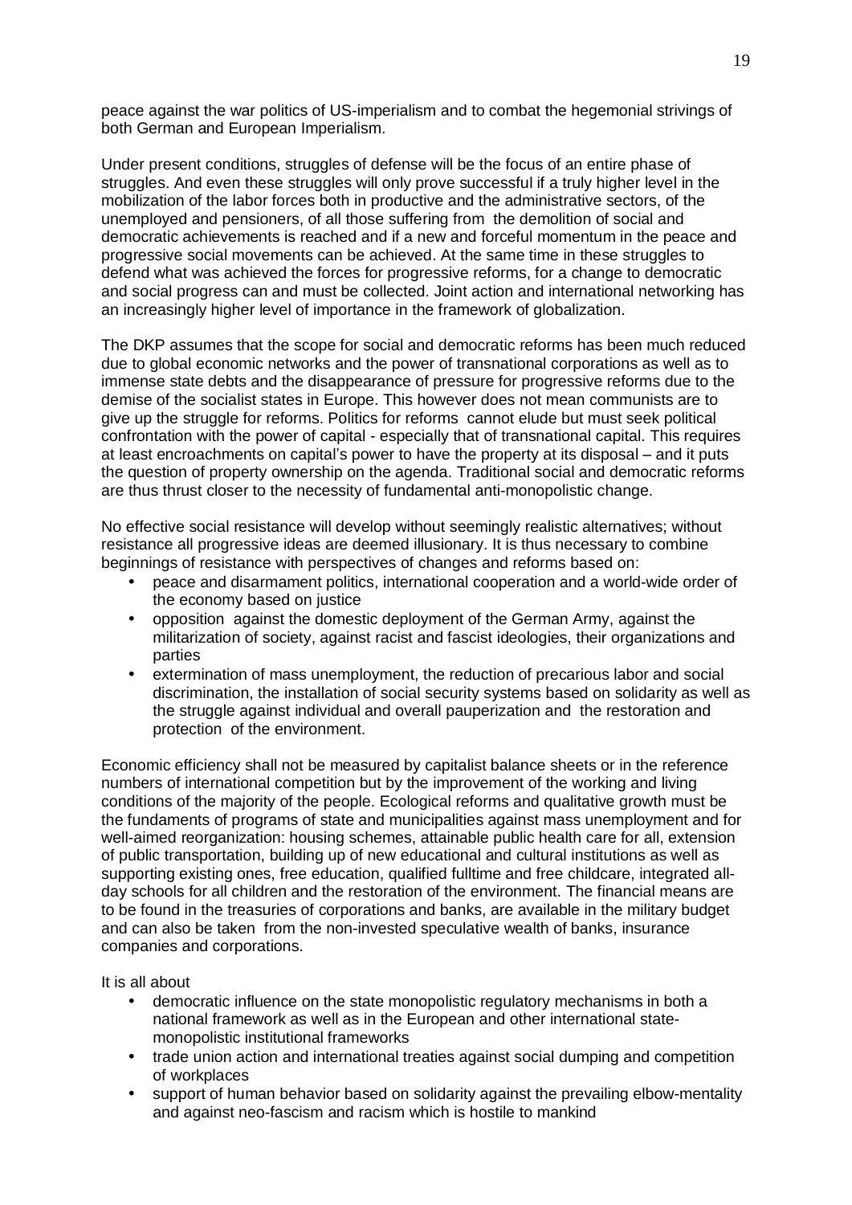peace against the war politics of US-imperialism and to combat the hegemonial strivings of both German and European Imperialism.

Under present conditions, struggles of defense will be the focus of an entire phase of struggles. And even these struggles will only prove successful if a truly higher level in the mobilization of the labor forces both in productive and the administrative sectors, of the unemployed and pensioners, of all those suffering from the demolition of social and democratic achievements is reached and if a new and forceful momentum in the peace and progressive social movements can be achieved. At the same time in these struggles to defend what was achieved the forces for progressive reforms, for a change to democratic and social progress can and must be collected. Joint action and international networking has an increasingly higher level of importance in the framework of globalization.

The DKP assumes that the scope for social and democratic reforms has been much reduced due to global economic networks and the power of transnational corporations as well as to immense state debts and the disappearance of pressure for progressive reforms due to the demise of the socialist states in Europe. This however does not mean communists are to give up the struggle for reforms. Politics for reforms cannot elude but must seek political confrontation with the power of capital - especially that of transnational capital. This requires at least encroachments on capital's power to have the property at its disposal – and it puts the question of property ownership on the agenda. Traditional social and democratic reforms are thus thrust closer to the necessity of fundamental anti-monopolistic change.

No effective social resistance will develop without seemingly realistic alternatives; without resistance all progressive ideas are deemed illusionary. It is thus necessary to combine beginnings of resistance with perspectives of changes and reforms based on:

- peace and disarmament politics, international cooperation and a world-wide order of the economy based on justice
- opposition against the domestic deployment of the German Army, against the militarization of society, against racist and fascist ideologies, their organizations and parties
- extermination of mass unemployment, the reduction of precarious labor and social discrimination, the installation of social security systems based on solidarity as well as the struggle against individual and overall pauperization and the restoration and protection of the environment.

Economic efficiency shall not be measured by capitalist balance sheets or in the reference numbers of international competition but by the improvement of the working and living conditions of the majority of the people. Ecological reforms and qualitative growth must be the fundaments of programs of state and municipalities against mass unemployment and for well-aimed reorganization: housing schemes, attainable public health care for all, extension of public transportation, building up of new educational and cultural institutions as well as supporting existing ones, free education, qualified fulltime and free childcare, integrated all-day schools for all children and the restoration of the environment. The financial means are to be found in the treasuries of corporations and banks, are available in the military budget and can also be taken from the non-invested speculative wealth of banks, insurance companies and corporations.

It is all about

- democratic influence on the state monopolistic regulatory mechanisms in both a national framework as well as in the European and other international state-monopolistic institutional frameworks
- trade union action and international treaties against social dumping and competition of workplaces
- support of human behavior based on solidarity against the prevailing elbow-mentality and against neo-fascism and racism which is hostile to mankind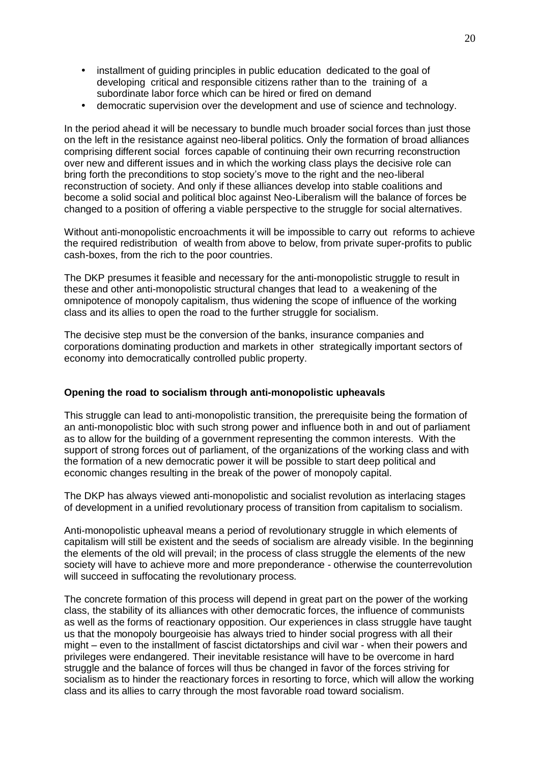- installment of guiding principles in public education dedicated to the goal of developing critical and responsible citizens rather than to the training of a subordinate labor force which can be hired or fired on demand
- democratic supervision over the development and use of science and technology.

In the period ahead it will be necessary to bundle much broader social forces than just those on the left in the resistance against neo-liberal politics. Only the formation of broad alliances comprising different social forces capable of continuing their own recurring reconstruction over new and different issues and in which the working class plays the decisive role can bring forth the preconditions to stop society's move to the right and the neo-liberal reconstruction of society. And only if these alliances develop into stable coalitions and become a solid social and political bloc against Neo-Liberalism will the balance of forces be changed to a position of offering a viable perspective to the struggle for social alternatives.

Without anti-monopolistic encroachments it will be impossible to carry out reforms to achieve the required redistribution of wealth from above to below, from private super-profits to public cash-boxes, from the rich to the poor countries.

The DKP presumes it feasible and necessary for the anti-monopolistic struggle to result in these and other anti-monopolistic structural changes that lead to a weakening of the omnipotence of monopoly capitalism, thus widening the scope of influence of the working class and its allies to open the road to the further struggle for socialism.

The decisive step must be the conversion of the banks, insurance companies and corporations dominating production and markets in other strategically important sectors of economy into democratically controlled public property.

**Opening the road to socialism through anti-monopolistic upheavals**

This struggle can lead to anti-monopolistic transition, the prerequisite being the formation of an anti-monopolistic bloc with such strong power and influence both in and out of parliament as to allow for the building of a government representing the common interests. With the support of strong forces out of parliament, of the organizations of the working class and with the formation of a new democratic power it will be possible to start deep political and economic changes resulting in the break of the power of monopoly capital.

The DKP has always viewed anti-monopolistic and socialist revolution as interlacing stages of development in a unified revolutionary process of transition from capitalism to socialism.

Anti-monopolistic upheaval means a period of revolutionary struggle in which elements of capitalism will still be existent and the seeds of socialism are already visible. In the beginning the elements of the old will prevail; in the process of class struggle the elements of the new society will have to achieve more and more preponderance - otherwise the counterrevolution will succeed in suffocating the revolutionary process.

The concrete formation of this process will depend in great part on the power of the working class, the stability of its alliances with other democratic forces, the influence of communists as well as the forms of reactionary opposition. Our experiences in class struggle have taught us that the monopoly bourgeoisie has always tried to hinder social progress with all their might – even to the installment of fascist dictatorships and civil war - when their powers and privileges were endangered. Their inevitable resistance will have to be overcome in hard struggle and the balance of forces will thus be changed in favor of the forces striving for socialism as to hinder the reactionary forces in resorting to force, which will allow the working class and its allies to carry through the most favorable road toward socialism.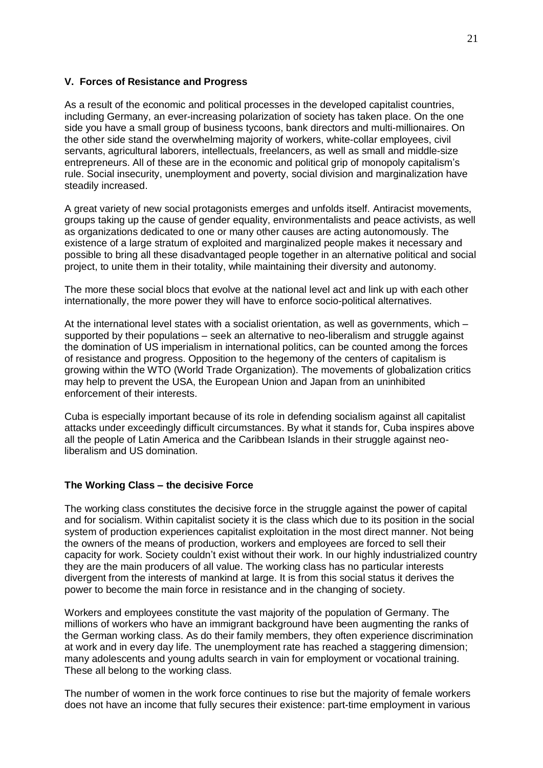## V. Forces of Resistance and Progress

As a result of the economic and political processes in the developed capitalist countries, including Germany, an ever-increasing polarization of society has taken place. On the one side you have a small group of business tycoons, bank directors and multi-millionaires. On the other side stand the overwhelming majority of workers, white-collar employees, civil servants, agricultural laborers, intellectuals, freelancers, as well as small and middle-size entrepreneurs. All of these are in the economic and political grip of monopoly capitalism's rule. Social insecurity, unemployment and poverty, social division and marginalization have steadily increased.

A great variety of new social protagonists emerges and unfolds itself. Antiracist movements, groups taking up the cause of gender equality, environmentalists and peace activists, as well as organizations dedicated to one or many other causes are acting autonomously. The existence of a large stratum of exploited and marginalized people makes it necessary and possible to bring all these disadvantaged people together in an alternative political and social project, to unite them in their totality, while maintaining their diversity and autonomy.

The more these social blocs that evolve at the national level act and link up with each other internationally, the more power they will have to enforce socio-political alternatives.

At the international level states with a socialist orientation, as well as governments, which – supported by their populations – seek an alternative to neo-liberalism and struggle against the domination of US imperialism in international politics, can be counted among the forces of resistance and progress. Opposition to the hegemony of the centers of capitalism is growing within the WTO (World Trade Organization). The movements of globalization critics may help to prevent the USA, the European Union and Japan from an uninhibited enforcement of their interests.

Cuba is especially important because of its role in defending socialism against all capitalist attacks under exceedingly difficult circumstances. By what it stands for, Cuba inspires above all the people of Latin America and the Caribbean Islands in their struggle against neo-liberalism and US domination.

### The Working Class – the decisive Force

The working class constitutes the decisive force in the struggle against the power of capital and for socialism. Within capitalist society it is the class which due to its position in the social system of production experiences capitalist exploitation in the most direct manner. Not being the owners of the means of production, workers and employees are forced to sell their capacity for work. Society couldn't exist without their work. In our highly industrialized country they are the main producers of all value. The working class has no particular interests divergent from the interests of mankind at large. It is from this social status it derives the power to become the main force in resistance and in the changing of society.

Workers and employees constitute the vast majority of the population of Germany. The millions of workers who have an immigrant background have been augmenting the ranks of the German working class. As do their family members, they often experience discrimination at work and in every day life. The unemployment rate has reached a staggering dimension; many adolescents and young adults search in vain for employment or vocational training. These all belong to the working class.

The number of women in the work force continues to rise but the majority of female workers does not have an income that fully secures their existence: part-time employment in various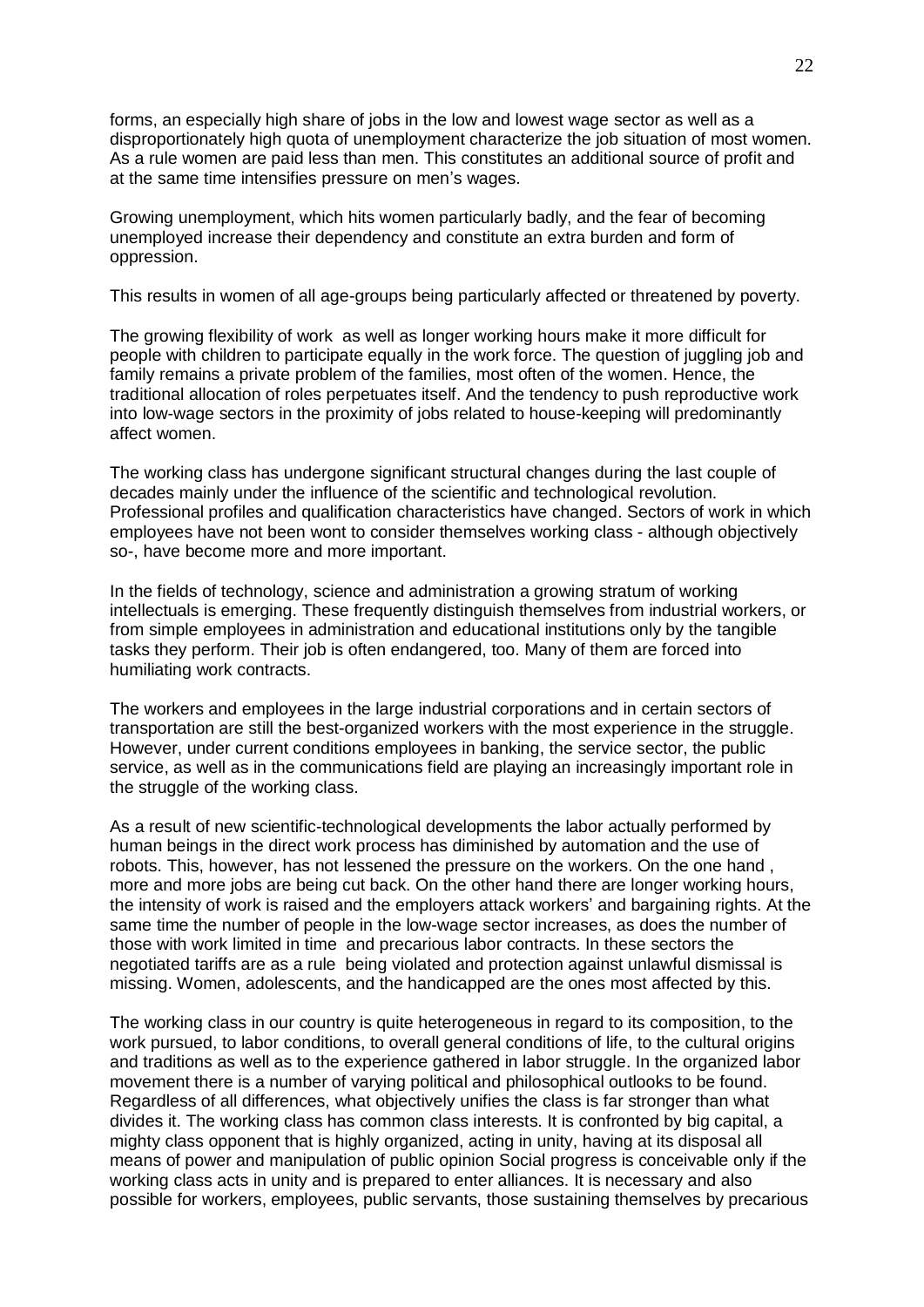forms, an especially high share of jobs in the low and lowest wage sector as well as a disproportionately high quota of unemployment characterize the job situation of most women. As a rule women are paid less than men. This constitutes an additional source of profit and at the same time intensifies pressure on men's wages.

Growing unemployment, which hits women particularly badly, and the fear of becoming unemployed increase their dependency and constitute an extra burden and form of oppression.

This results in women of all age-groups being particularly affected or threatened by poverty.

The growing flexibility of work as well as longer working hours make it more difficult for people with children to participate equally in the work force. The question of juggling job and family remains a private problem of the families, most often of the women. Hence, the traditional allocation of roles perpetuates itself. And the tendency to push reproductive work into low-wage sectors in the proximity of jobs related to house-keeping will predominantly affect women.

The working class has undergone significant structural changes during the last couple of decades mainly under the influence of the scientific and technological revolution. Professional profiles and qualification characteristics have changed. Sectors of work in which employees have not been wont to consider themselves working class - although objectively so-, have become more and more important.

In the fields of technology, science and administration a growing stratum of working intellectuals is emerging. These frequently distinguish themselves from industrial workers, or from simple employees in administration and educational institutions only by the tangible tasks they perform. Their job is often endangered, too. Many of them are forced into humiliating work contracts.

The workers and employees in the large industrial corporations and in certain sectors of transportation are still the best-organized workers with the most experience in the struggle. However, under current conditions employees in banking, the service sector, the public service, as well as in the communications field are playing an increasingly important role in the struggle of the working class.

As a result of new scientific-technological developments the labor actually performed by human beings in the direct work process has diminished by automation and the use of robots. This, however, has not lessened the pressure on the workers. On the one hand , more and more jobs are being cut back. On the other hand there are longer working hours, the intensity of work is raised and the employers attack workers' and bargaining rights. At the same time the number of people in the low-wage sector increases, as does the number of those with work limited in time and precarious labor contracts. In these sectors the negotiated tariffs are as a rule being violated and protection against unlawful dismissal is missing. Women, adolescents, and the handicapped are the ones most affected by this.

The working class in our country is quite heterogeneous in regard to its composition, to the work pursued, to labor conditions, to overall general conditions of life, to the cultural origins and traditions as well as to the experience gathered in labor struggle. In the organized labor movement there is a number of varying political and philosophical outlooks to be found. Regardless of all differences, what objectively unifies the class is far stronger than what divides it. The working class has common class interests. It is confronted by big capital, a mighty class opponent that is highly organized, acting in unity, having at its disposal all means of power and manipulation of public opinion Social progress is conceivable only if the working class acts in unity and is prepared to enter alliances. It is necessary and also possible for workers, employees, public servants, those sustaining themselves by precarious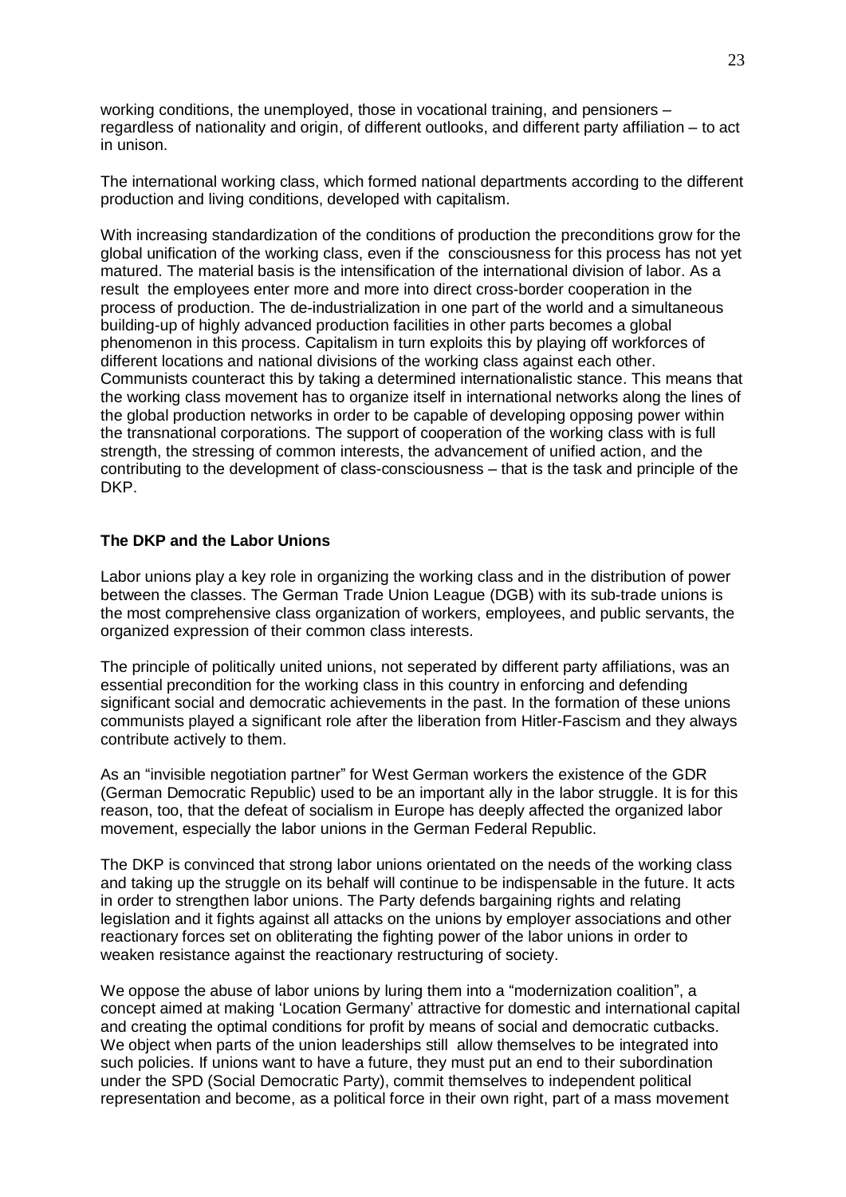working conditions, the unemployed, those in vocational training, and pensioners – regardless of nationality and origin, of different outlooks, and different party affiliation – to act in unison.

The international working class, which formed national departments according to the different production and living conditions, developed with capitalism.

With increasing standardization of the conditions of production the preconditions grow for the global unification of the working class, even if the consciousness for this process has not yet matured. The material basis is the intensification of the international division of labor. As a result the employees enter more and more into direct cross-border cooperation in the process of production. The de-industrialization in one part of the world and a simultaneous building-up of highly advanced production facilities in other parts becomes a global phenomenon in this process. Capitalism in turn exploits this by playing off workforces of different locations and national divisions of the working class against each other. Communists counteract this by taking a determined internationalistic stance. This means that the working class movement has to organize itself in international networks along the lines of the global production networks in order to be capable of developing opposing power within the transnational corporations. The support of cooperation of the working class with is full strength, the stressing of common interests, the advancement of unified action, and the contributing to the development of class-consciousness – that is the task and principle of the DKP.

## The DKP and the Labor Unions

Labor unions play a key role in organizing the working class and in the distribution of power between the classes. The German Trade Union League (DGB) with its sub-trade unions is the most comprehensive class organization of workers, employees, and public servants, the organized expression of their common class interests.

The principle of politically united unions, not seperated by different party affiliations, was an essential precondition for the working class in this country in enforcing and defending significant social and democratic achievements in the past. In the formation of these unions communists played a significant role after the liberation from Hitler-Fascism and they always contribute actively to them.

As an "invisible negotiation partner" for West German workers the existence of the GDR (German Democratic Republic) used to be an important ally in the labor struggle. It is for this reason, too, that the defeat of socialism in Europe has deeply affected the organized labor movement, especially the labor unions in the German Federal Republic.

The DKP is convinced that strong labor unions orientated on the needs of the working class and taking up the struggle on its behalf will continue to be indispensable in the future. It acts in order to strengthen labor unions. The Party defends bargaining rights and relating legislation and it fights against all attacks on the unions by employer associations and other reactionary forces set on obliterating the fighting power of the labor unions in order to weaken resistance against the reactionary restructuring of society.

We oppose the abuse of labor unions by luring them into a "modernization coalition", a concept aimed at making 'Location Germany' attractive for domestic and international capital and creating the optimal conditions for profit by means of social and democratic cutbacks. We object when parts of the union leaderships still allow themselves to be integrated into such policies. If unions want to have a future, they must put an end to their subordination under the SPD (Social Democratic Party), commit themselves to independent political representation and become, as a political force in their own right, part of a mass movement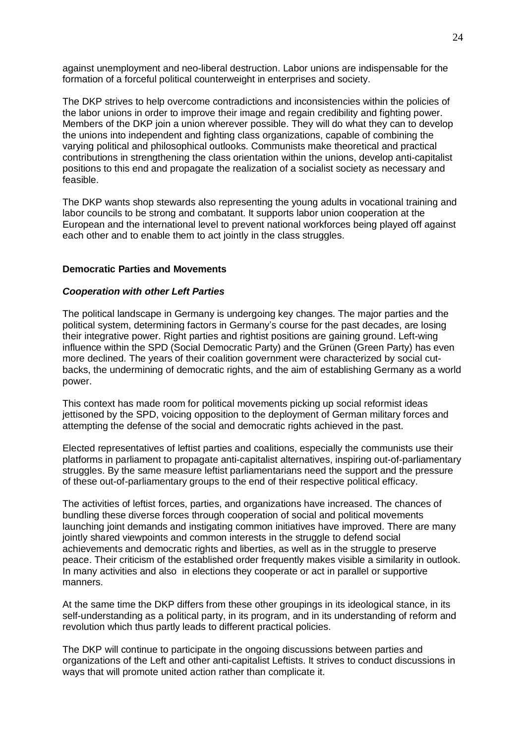against unemployment and neo-liberal destruction. Labor unions are indispensable for the formation of a forceful political counterweight in enterprises and society.

The DKP strives to help overcome contradictions and inconsistencies within the policies of the labor unions in order to improve their image and regain credibility and fighting power. Members of the DKP join a union wherever possible. They will do what they can to develop the unions into independent and fighting class organizations, capable of combining the varying political and philosophical outlooks. Communists make theoretical and practical contributions in strengthening the class orientation within the unions, develop anti-capitalist positions to this end and propagate the realization of a socialist society as necessary and feasible.

The DKP wants shop stewards also representing the young adults in vocational training and labor councils to be strong and combatant. It supports labor union cooperation at the European and the international level to prevent national workforces being played off against each other and to enable them to act jointly in the class struggles.

## Democratic Parties and Movements

### *Cooperation with other Left Parties*

The political landscape in Germany is undergoing key changes. The major parties and the political system, determining factors in Germany's course for the past decades, are losing their integrative power. Right parties and rightist positions are gaining ground. Left-wing influence within the SPD (Social Democratic Party) and the Grünen (Green Party) has even more declined. The years of their coalition government were characterized by social cut-backs, the undermining of democratic rights, and the aim of establishing Germany as a world power.

This context has made room for political movements picking up social reformist ideas jettisoned by the SPD, voicing opposition to the deployment of German military forces and attempting the defense of the social and democratic rights achieved in the past.

Elected representatives of leftist parties and coalitions, especially the communists use their platforms in parliament to propagate anti-capitalist alternatives, inspiring out-of-parliamentary struggles. By the same measure leftist parliamentarians need the support and the pressure of these out-of-parliamentary groups to the end of their respective political efficacy.

The activities of leftist forces, parties, and organizations have increased. The chances of bundling these diverse forces through cooperation of social and political movements launching joint demands and instigating common initiatives have improved. There are many jointly shared viewpoints and common interests in the struggle to defend social achievements and democratic rights and liberties, as well as in the struggle to preserve peace. Their criticism of the established order frequently makes visible a similarity in outlook. In many activities and also in elections they cooperate or act in parallel or supportive manners.

At the same time the DKP differs from these other groupings in its ideological stance, in its self-understanding as a political party, in its program, and in its understanding of reform and revolution which thus partly leads to different practical policies.

The DKP will continue to participate in the ongoing discussions between parties and organizations of the Left and other anti-capitalist Leftists. It strives to conduct discussions in ways that will promote united action rather than complicate it.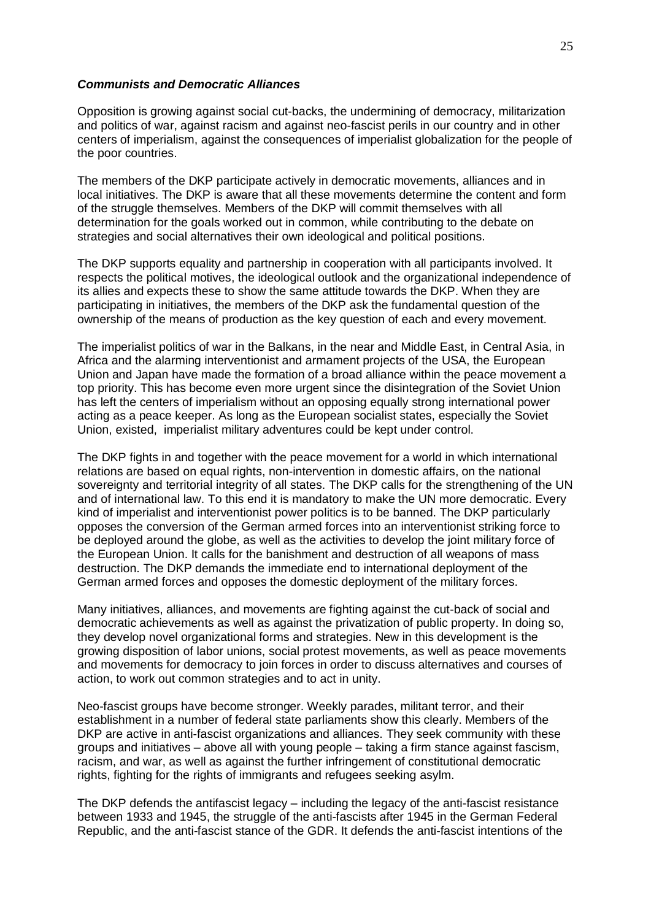***Communists and Democratic Alliances***

Opposition is growing against social cut-backs, the undermining of democracy, militarization and politics of war, against racism and against neo-fascist perils in our country and in other centers of imperialism, against the consequences of imperialist globalization for the people of the poor countries.

The members of the DKP participate actively in democratic movements, alliances and in local initiatives. The DKP is aware that all these movements determine the content and form of the struggle themselves. Members of the DKP will commit themselves with all determination for the goals worked out in common, while contributing to the debate on strategies and social alternatives their own ideological and political positions.

The DKP supports equality and partnership in cooperation with all participants involved. It respects the political motives, the ideological outlook and the organizational independence of its allies and expects these to show the same attitude towards the DKP. When they are participating in initiatives, the members of the DKP ask the fundamental question of the ownership of the means of production as the key question of each and every movement.

The imperialist politics of war in the Balkans, in the near and Middle East, in Central Asia, in Africa and the alarming interventionist and armament projects of the USA, the European Union and Japan have made the formation of a broad alliance within the peace movement a top priority. This has become even more urgent since the disintegration of the Soviet Union has left the centers of imperialism without an opposing equally strong international power acting as a peace keeper. As long as the European socialist states, especially the Soviet Union, existed, imperialist military adventures could be kept under control.

The DKP fights in and together with the peace movement for a world in which international relations are based on equal rights, non-intervention in domestic affairs, on the national sovereignty and territorial integrity of all states. The DKP calls for the strengthening of the UN and of international law. To this end it is mandatory to make the UN more democratic. Every kind of imperialist and interventionist power politics is to be banned. The DKP particularly opposes the conversion of the German armed forces into an interventionist striking force to be deployed around the globe, as well as the activities to develop the joint military force of the European Union. It calls for the banishment and destruction of all weapons of mass destruction. The DKP demands the immediate end to international deployment of the German armed forces and opposes the domestic deployment of the military forces.

Many initiatives, alliances, and movements are fighting against the cut-back of social and democratic achievements as well as against the privatization of public property. In doing so, they develop novel organizational forms and strategies. New in this development is the growing disposition of labor unions, social protest movements, as well as peace movements and movements for democracy to join forces in order to discuss alternatives and courses of action, to work out common strategies and to act in unity.

Neo-fascist groups have become stronger. Weekly parades, militant terror, and their establishment in a number of federal state parliaments show this clearly. Members of the DKP are active in anti-fascist organizations and alliances. They seek community with these groups and initiatives – above all with young people – taking a firm stance against fascism, racism, and war, as well as against the further infringement of constitutional democratic rights, fighting for the rights of immigrants and refugees seeking asylm.

The DKP defends the antifascist legacy – including the legacy of the anti-fascist resistance between 1933 and 1945, the struggle of the anti-fascists after 1945 in the German Federal Republic, and the anti-fascist stance of the GDR. It defends the anti-fascist intentions of the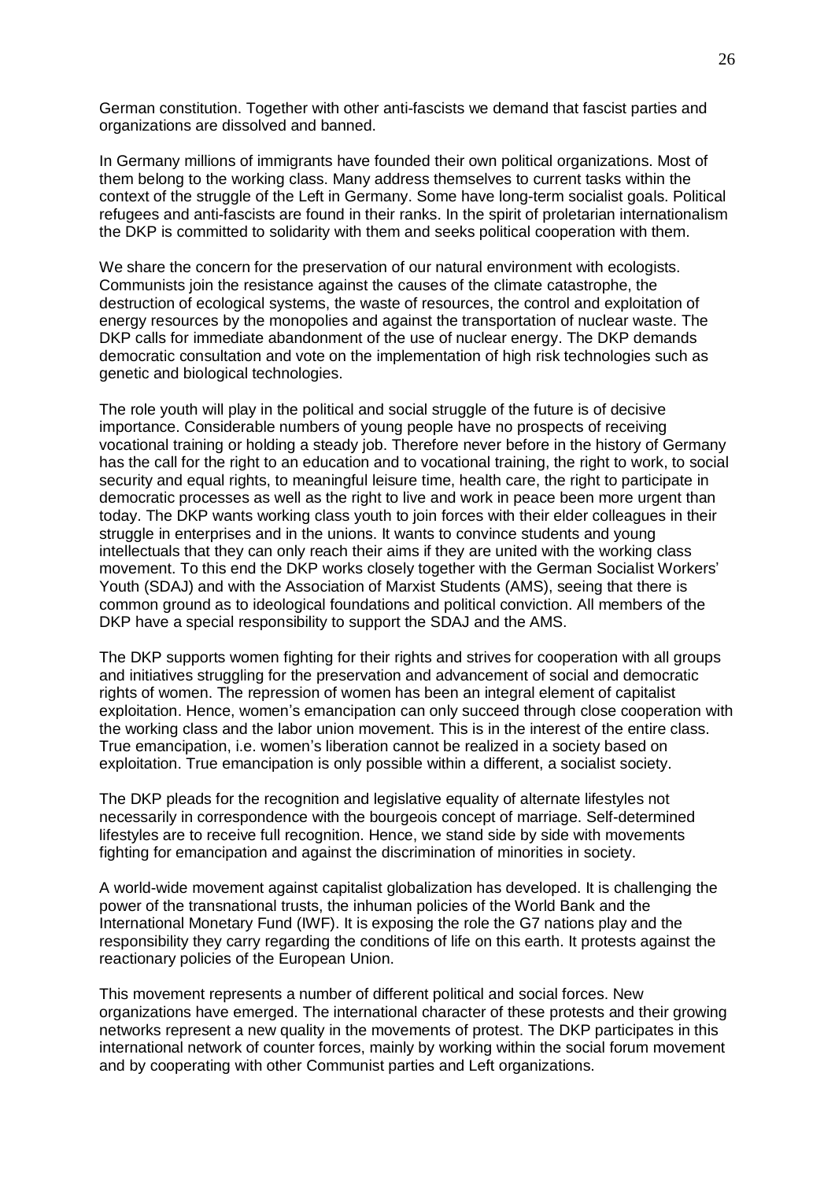German constitution. Together with other anti-fascists we demand that fascist parties and organizations are dissolved and banned.

In Germany millions of immigrants have founded their own political organizations. Most of them belong to the working class. Many address themselves to current tasks within the context of the struggle of the Left in Germany. Some have long-term socialist goals. Political refugees and anti-fascists are found in their ranks. In the spirit of proletarian internationalism the DKP is committed to solidarity with them and seeks political cooperation with them.

We share the concern for the preservation of our natural environment with ecologists. Communists join the resistance against the causes of the climate catastrophe, the destruction of ecological systems, the waste of resources, the control and exploitation of energy resources by the monopolies and against the transportation of nuclear waste. The DKP calls for immediate abandonment of the use of nuclear energy. The DKP demands democratic consultation and vote on the implementation of high risk technologies such as genetic and biological technologies.

The role youth will play in the political and social struggle of the future is of decisive importance. Considerable numbers of young people have no prospects of receiving vocational training or holding a steady job. Therefore never before in the history of Germany has the call for the right to an education and to vocational training, the right to work, to social security and equal rights, to meaningful leisure time, health care, the right to participate in democratic processes as well as the right to live and work in peace been more urgent than today. The DKP wants working class youth to join forces with their elder colleagues in their struggle in enterprises and in the unions. It wants to convince students and young intellectuals that they can only reach their aims if they are united with the working class movement. To this end the DKP works closely together with the German Socialist Workers' Youth (SDAJ) and with the Association of Marxist Students (AMS), seeing that there is common ground as to ideological foundations and political conviction. All members of the DKP have a special responsibility to support the SDAJ and the AMS.

The DKP supports women fighting for their rights and strives for cooperation with all groups and initiatives struggling for the preservation and advancement of social and democratic rights of women. The repression of women has been an integral element of capitalist exploitation. Hence, women's emancipation can only succeed through close cooperation with the working class and the labor union movement. This is in the interest of the entire class. True emancipation, i.e. women's liberation cannot be realized in a society based on exploitation. True emancipation is only possible within a different, a socialist society.

The DKP pleads for the recognition and legislative equality of alternate lifestyles not necessarily in correspondence with the bourgeois concept of marriage. Self-determined lifestyles are to receive full recognition. Hence, we stand side by side with movements fighting for emancipation and against the discrimination of minorities in society.

A world-wide movement against capitalist globalization has developed. It is challenging the power of the transnational trusts, the inhuman policies of the World Bank and the International Monetary Fund (IWF). It is exposing the role the G7 nations play and the responsibility they carry regarding the conditions of life on this earth. It protests against the reactionary policies of the European Union.

This movement represents a number of different political and social forces. New organizations have emerged. The international character of these protests and their growing networks represent a new quality in the movements of protest. The DKP participates in this international network of counter forces, mainly by working within the social forum movement and by cooperating with other Communist parties and Left organizations.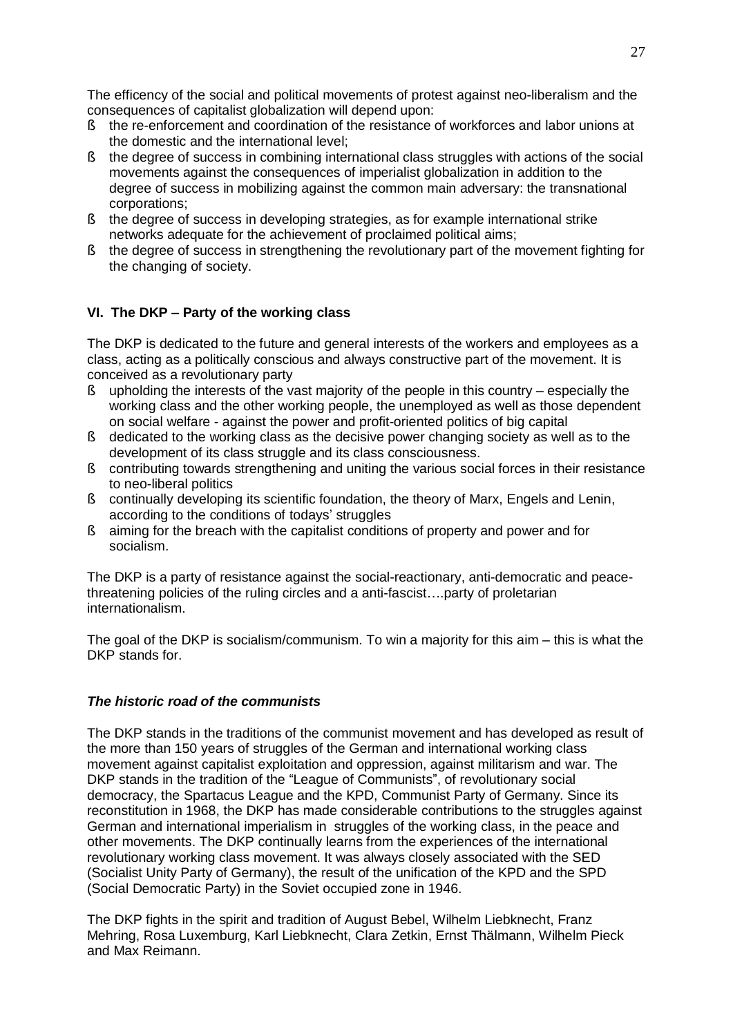The efficency of the social and political movements of protest against neo-liberalism and the consequences of capitalist globalization will depend upon:

- the re-enforcement and coordination of the resistance of workforces and labor unions at the domestic and the international level;
- the degree of success in combining international class struggles with actions of the social movements against the consequences of imperialist globalization in addition to the degree of success in mobilizing against the common main adversary: the transnational corporations;
- the degree of success in developing strategies, as for example international strike networks adequate for the achievement of proclaimed political aims;
- the degree of success in strengthening the revolutionary part of the movement fighting for the changing of society.

## VI. The DKP – Party of the working class

The DKP is dedicated to the future and general interests of the workers and employees as a class, acting as a politically conscious and always constructive part of the movement. It is conceived as a revolutionary party

- upholding the interests of the vast majority of the people in this country – especially the working class and the other working people, the unemployed as well as those dependent on social welfare - against the power and profit-oriented politics of big capital
- dedicated to the working class as the decisive power changing society as well as to the development of its class struggle and its class consciousness.
- contributing towards strengthening and uniting the various social forces in their resistance to neo-liberal politics
- continually developing its scientific foundation, the theory of Marx, Engels and Lenin, according to the conditions of todays' struggles
- aiming for the breach with the capitalist conditions of property and power and for socialism.

The DKP is a party of resistance against the social-reactionary, anti-democratic and peace-threatening policies of the ruling circles and a anti-fascist….party of proletarian internationalism.

The goal of the DKP is socialism/communism. To win a majority for this aim – this is what the DKP stands for.

### *The historic road of the communists*

The DKP stands in the traditions of the communist movement and has developed as result of the more than 150 years of struggles of the German and international working class movement against capitalist exploitation and oppression, against militarism and war. The DKP stands in the tradition of the "League of Communists", of revolutionary social democracy, the Spartacus League and the KPD, Communist Party of Germany. Since its reconstitution in 1968, the DKP has made considerable contributions to the struggles against German and international imperialism in struggles of the working class, in the peace and other movements. The DKP continually learns from the experiences of the international revolutionary working class movement. It was always closely associated with the SED (Socialist Unity Party of Germany), the result of the unification of the KPD and the SPD (Social Democratic Party) in the Soviet occupied zone in 1946.

The DKP fights in the spirit and tradition of August Bebel, Wilhelm Liebknecht, Franz Mehring, Rosa Luxemburg, Karl Liebknecht, Clara Zetkin, Ernst Thälmann, Wilhelm Pieck and Max Reimann.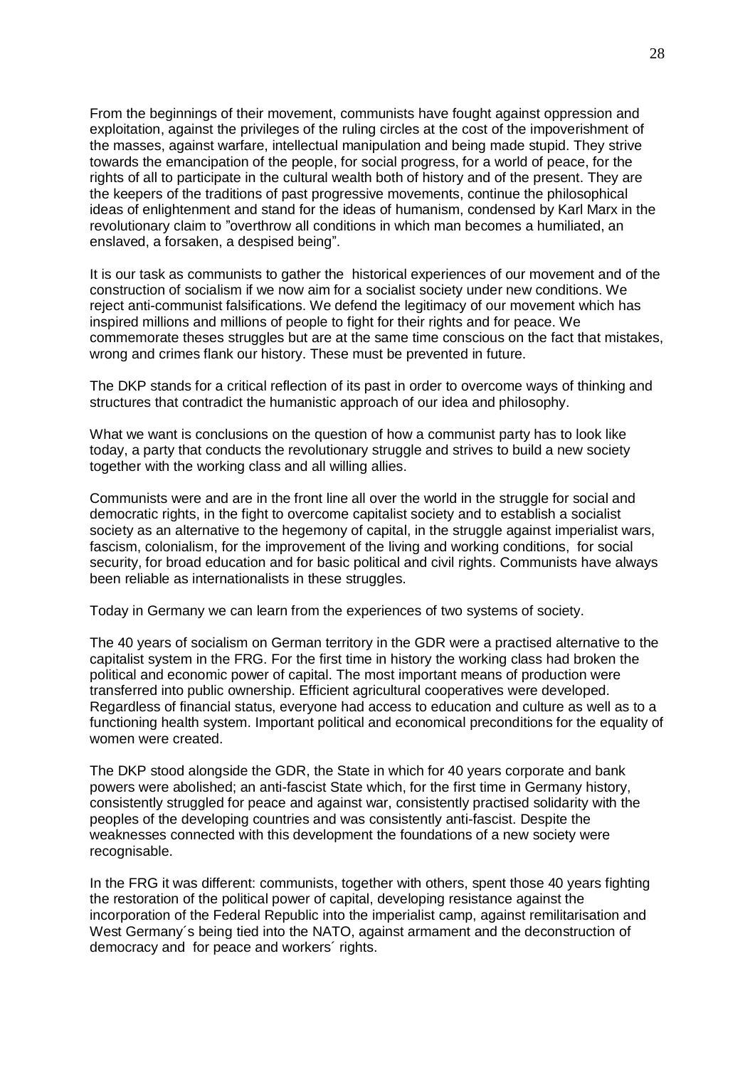From the beginnings of their movement, communists have fought against oppression and exploitation, against the privileges of the ruling circles at the cost of the impoverishment of the masses, against warfare, intellectual manipulation and being made stupid. They strive towards the emancipation of the people, for social progress, for a world of peace, for the rights of all to participate in the cultural wealth both of history and of the present. They are the keepers of the traditions of past progressive movements, continue the philosophical ideas of enlightenment and stand for the ideas of humanism, condensed by Karl Marx in the revolutionary claim to "overthrow all conditions in which man becomes a humiliated, an enslaved, a forsaken, a despised being".

It is our task as communists to gather the historical experiences of our movement and of the construction of socialism if we now aim for a socialist society under new conditions. We reject anti-communist falsifications. We defend the legitimacy of our movement which has inspired millions and millions of people to fight for their rights and for peace. We commemorate theses struggles but are at the same time conscious on the fact that mistakes, wrong and crimes flank our history. These must be prevented in future.

The DKP stands for a critical reflection of its past in order to overcome ways of thinking and structures that contradict the humanistic approach of our idea and philosophy.

What we want is conclusions on the question of how a communist party has to look like today, a party that conducts the revolutionary struggle and strives to build a new society together with the working class and all willing allies.

Communists were and are in the front line all over the world in the struggle for social and democratic rights, in the fight to overcome capitalist society and to establish a socialist society as an alternative to the hegemony of capital, in the struggle against imperialist wars, fascism, colonialism, for the improvement of the living and working conditions, for social security, for broad education and for basic political and civil rights. Communists have always been reliable as internationalists in these struggles.

Today in Germany we can learn from the experiences of two systems of society.

The 40 years of socialism on German territory in the GDR were a practised alternative to the capitalist system in the FRG. For the first time in history the working class had broken the political and economic power of capital. The most important means of production were transferred into public ownership. Efficient agricultural cooperatives were developed. Regardless of financial status, everyone had access to education and culture as well as to a functioning health system. Important political and economical preconditions for the equality of women were created.

The DKP stood alongside the GDR, the State in which for 40 years corporate and bank powers were abolished; an anti-fascist State which, for the first time in Germany history, consistently struggled for peace and against war, consistently practised solidarity with the peoples of the developing countries and was consistently anti-fascist. Despite the weaknesses connected with this development the foundations of a new society were recognisable.

In the FRG it was different: communists, together with others, spent those 40 years fighting the restoration of the political power of capital, developing resistance against the incorporation of the Federal Republic into the imperialist camp, against remilitarisation and West Germany´s being tied into the NATO, against armament and the deconstruction of democracy and for peace and workers´ rights.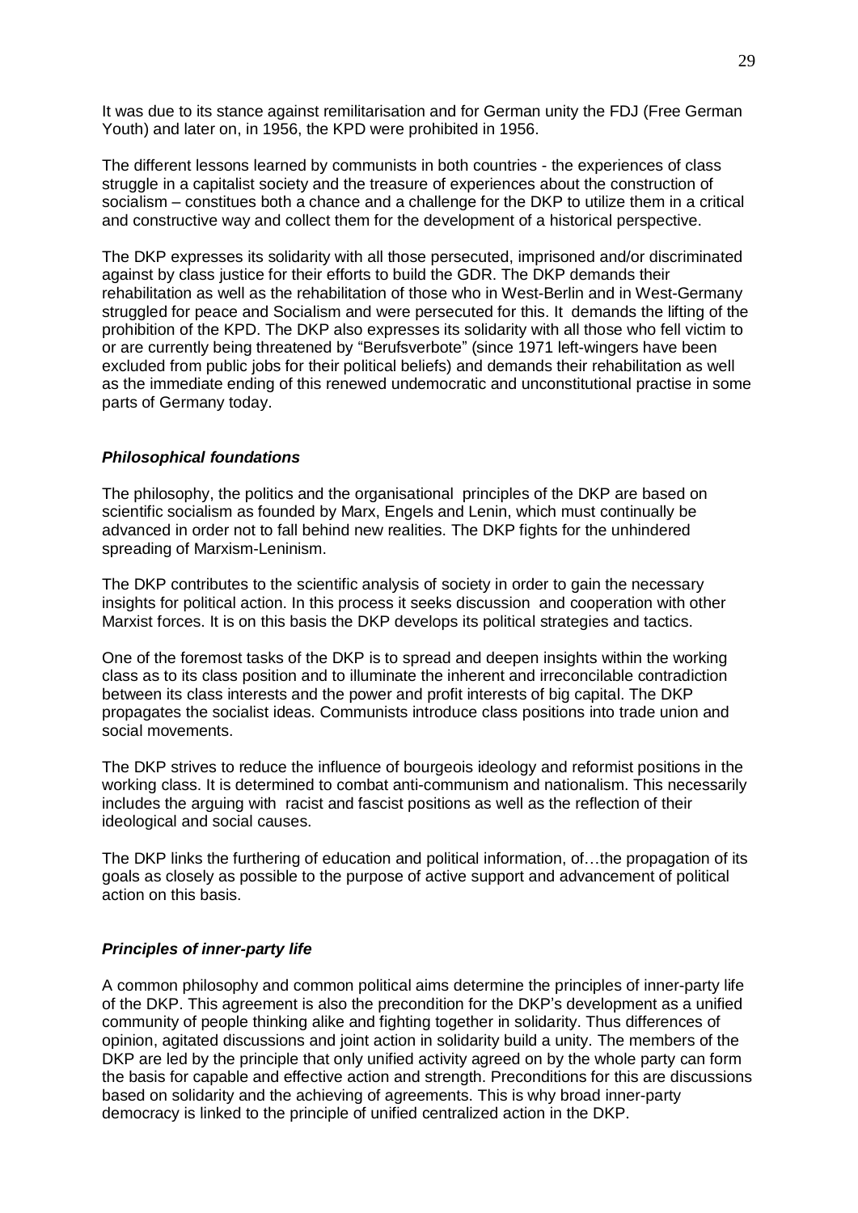It was due to its stance against remilitarisation and for German unity the FDJ (Free German Youth) and later on, in 1956, the KPD were prohibited in 1956.

The different lessons learned by communists in both countries - the experiences of class struggle in a capitalist society and the treasure of experiences about the construction of socialism – constitues both a chance and a challenge for the DKP to utilize them in a critical and constructive way and collect them for the development of a historical perspective.

The DKP expresses its solidarity with all those persecuted, imprisoned and/or discriminated against by class justice for their efforts to build the GDR. The DKP demands their rehabilitation as well as the rehabilitation of those who in West-Berlin and in West-Germany struggled for peace and Socialism and were persecuted for this. It demands the lifting of the prohibition of the KPD. The DKP also expresses its solidarity with all those who fell victim to or are currently being threatened by "Berufsverbote" (since 1971 left-wingers have been excluded from public jobs for their political beliefs) and demands their rehabilitation as well as the immediate ending of this renewed undemocratic and unconstitutional practise in some parts of Germany today.

### *Philosophical foundations*

The philosophy, the politics and the organisational principles of the DKP are based on scientific socialism as founded by Marx, Engels and Lenin, which must continually be advanced in order not to fall behind new realities. The DKP fights for the unhindered spreading of Marxism-Leninism.

The DKP contributes to the scientific analysis of society in order to gain the necessary insights for political action. In this process it seeks discussion and cooperation with other Marxist forces. It is on this basis the DKP develops its political strategies and tactics.

One of the foremost tasks of the DKP is to spread and deepen insights within the working class as to its class position and to illuminate the inherent and irreconcilable contradiction between its class interests and the power and profit interests of big capital. The DKP propagates the socialist ideas. Communists introduce class positions into trade union and social movements.

The DKP strives to reduce the influence of bourgeois ideology and reformist positions in the working class. It is determined to combat anti-communism and nationalism. This necessarily includes the arguing with racist and fascist positions as well as the reflection of their ideological and social causes.

The DKP links the furthering of education and political information, of…the propagation of its goals as closely as possible to the purpose of active support and advancement of political action on this basis.

### *Principles of inner-party life*

A common philosophy and common political aims determine the principles of inner-party life of the DKP. This agreement is also the precondition for the DKP's development as a unified community of people thinking alike and fighting together in solidarity. Thus differences of opinion, agitated discussions and joint action in solidarity build a unity. The members of the DKP are led by the principle that only unified activity agreed on by the whole party can form the basis for capable and effective action and strength. Preconditions for this are discussions based on solidarity and the achieving of agreements. This is why broad inner-party democracy is linked to the principle of unified centralized action in the DKP.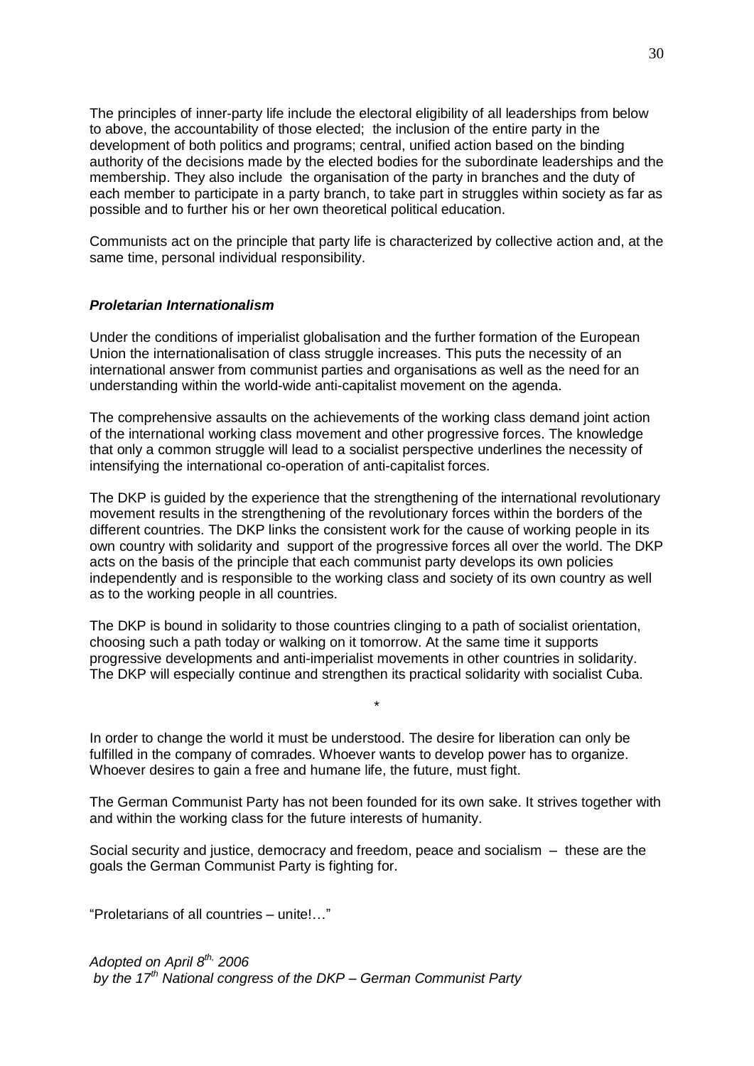The principles of inner-party life include the electoral eligibility of all leaderships from below to above, the accountability of those elected; the inclusion of the entire party in the development of both politics and programs; central, unified action based on the binding authority of the decisions made by the elected bodies for the subordinate leaderships and the membership. They also include the organisation of the party in branches and the duty of each member to participate in a party branch, to take part in struggles within society as far as possible and to further his or her own theoretical political education.

Communists act on the principle that party life is characterized by collective action and, at the same time, personal individual responsibility.

***Proletarian Internationalism***

Under the conditions of imperialist globalisation and the further formation of the European Union the internationalisation of class struggle increases. This puts the necessity of an international answer from communist parties and organisations as well as the need for an understanding within the world-wide anti-capitalist movement on the agenda.

The comprehensive assaults on the achievements of the working class demand joint action of the international working class movement and other progressive forces. The knowledge that only a common struggle will lead to a socialist perspective underlines the necessity of intensifying the international co-operation of anti-capitalist forces.

The DKP is guided by the experience that the strengthening of the international revolutionary movement results in the strengthening of the revolutionary forces within the borders of the different countries. The DKP links the consistent work for the cause of working people in its own country with solidarity and support of the progressive forces all over the world. The DKP acts on the basis of the principle that each communist party develops its own policies independently and is responsible to the working class and society of its own country as well as to the working people in all countries.

The DKP is bound in solidarity to those countries clinging to a path of socialist orientation, choosing such a path today or walking on it tomorrow. At the same time it supports progressive developments and anti-imperialist movements in other countries in solidarity. The DKP will especially continue and strengthen its practical solidarity with socialist Cuba.

*

In order to change the world it must be understood. The desire for liberation can only be fulfilled in the company of comrades. Whoever wants to develop power has to organize. Whoever desires to gain a free and humane life, the future, must fight.

The German Communist Party has not been founded for its own sake. It strives together with and within the working class for the future interests of humanity.

Social security and justice, democracy and freedom, peace and socialism – these are the goals the German Communist Party is fighting for.

"Proletarians of all countries – unite!…"

*Adopted on April 8th, 2006*
*by the 17th National congress of the DKP – German Communist Party*